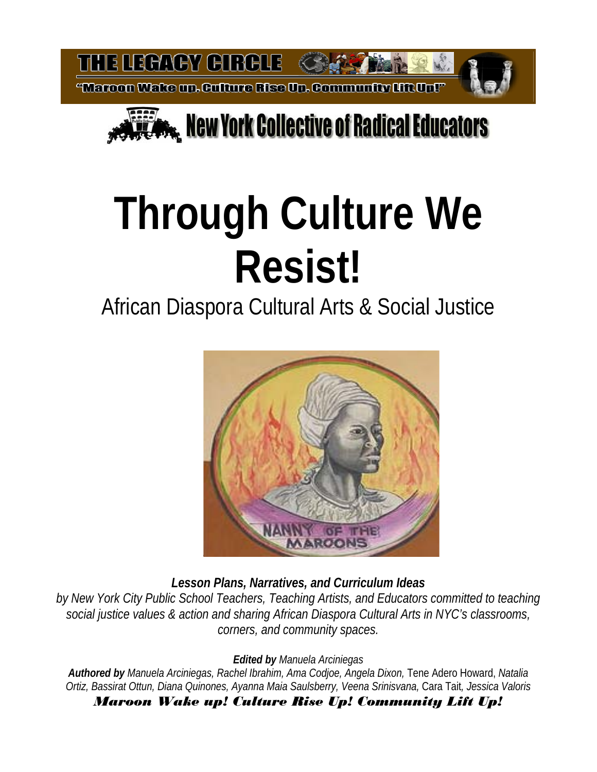THE LEGACY CIRCLE

"Maroon Wake up, Culture Rise Up, Community Lift Up!"

New York Collective of Radical Educators

# Through Culture We Resist!

## African Diaspora Cultural Arts & Social Justice

NANNY OF THE MAROONS

***Lesson Plans, Narratives, and Curriculum Ideas***

*by New York City Public School Teachers, Teaching Artists, and Educators committed to teaching social justice values & action and sharing African Diaspora Cultural Arts in NYC's classrooms, corners, and community spaces.*

***Edited by*** *Manuela Arciniegas*

***Authored by*** *Manuela Arciniegas, Rachel Ibrahim, Ama Codjoe, Angela Dixon,* Tene Adero Howard, *Natalia Ortiz, Bassirat Ottun, Diana Quinones, Ayanna Maia Saulsberry, Veena Srinisvana,* Cara Tait*, Jessica Valoris*

***Maroon Wake up! Culture Rise Up! Community Lift Up!***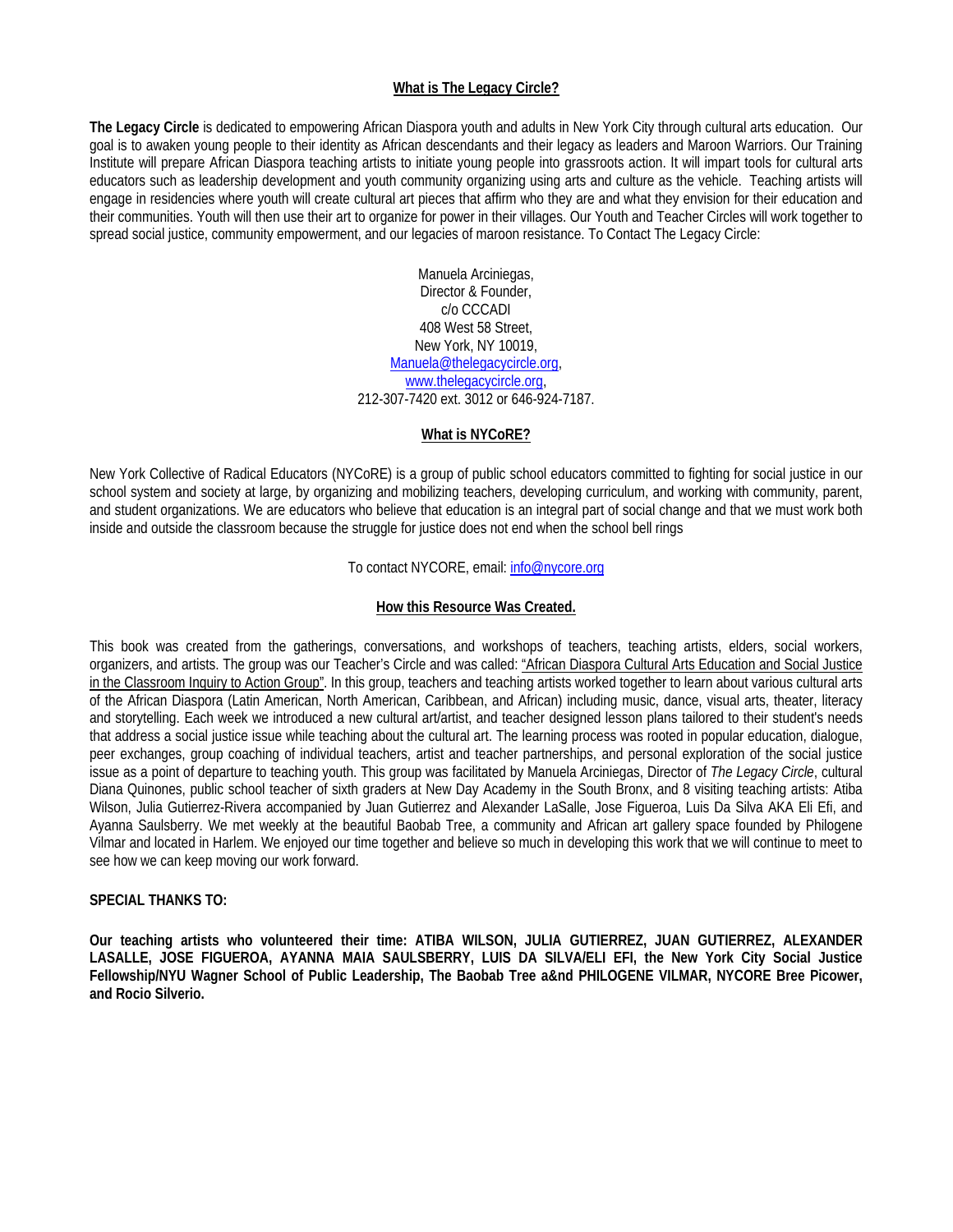## What is The Legacy Circle?

**The Legacy Circle** is dedicated to empowering African Diaspora youth and adults in New York City through cultural arts education. Our goal is to awaken young people to their identity as African descendants and their legacy as leaders and Maroon Warriors. Our Training Institute will prepare African Diaspora teaching artists to initiate young people into grassroots action. It will impart tools for cultural arts educators such as leadership development and youth community organizing using arts and culture as the vehicle. Teaching artists will engage in residencies where youth will create cultural art pieces that affirm who they are and what they envision for their education and their communities. Youth will then use their art to organize for power in their villages. Our Youth and Teacher Circles will work together to spread social justice, community empowerment, and our legacies of maroon resistance. To Contact The Legacy Circle:

Manuela Arciniegas,
Director & Founder,
c/o CCCADI
408 West 58 Street,
New York, NY 10019,
Manuela@thelegacycircle.org,
www.thelegacycircle.org,
212-307-7420 ext. 3012 or 646-924-7187.

## What is NYCoRE?

New York Collective of Radical Educators (NYCoRE) is a group of public school educators committed to fighting for social justice in our school system and society at large, by organizing and mobilizing teachers, developing curriculum, and working with community, parent, and student organizations. We are educators who believe that education is an integral part of social change and that we must work both inside and outside the classroom because the struggle for justice does not end when the school bell rings

To contact NYCORE, email: info@nycore.org

## How this Resource Was Created.

This book was created from the gatherings, conversations, and workshops of teachers, teaching artists, elders, social workers, organizers, and artists. The group was our Teacher's Circle and was called: "African Diaspora Cultural Arts Education and Social Justice in the Classroom Inquiry to Action Group". In this group, teachers and teaching artists worked together to learn about various cultural arts of the African Diaspora (Latin American, North American, Caribbean, and African) including music, dance, visual arts, theater, literacy and storytelling. Each week we introduced a new cultural art/artist, and teacher designed lesson plans tailored to their student's needs that address a social justice issue while teaching about the cultural art. The learning process was rooted in popular education, dialogue, peer exchanges, group coaching of individual teachers, artist and teacher partnerships, and personal exploration of the social justice issue as a point of departure to teaching youth. This group was facilitated by Manuela Arciniegas, Director of *The Legacy Circle*, cultural Diana Quinones, public school teacher of sixth graders at New Day Academy in the South Bronx, and 8 visiting teaching artists: Atiba Wilson, Julia Gutierrez-Rivera accompanied by Juan Gutierrez and Alexander LaSalle, Jose Figueroa, Luis Da Silva AKA Eli Efi, and Ayanna Saulsberry. We met weekly at the beautiful Baobab Tree, a community and African art gallery space founded by Philogene Vilmar and located in Harlem. We enjoyed our time together and believe so much in developing this work that we will continue to meet to see how we can keep moving our work forward.

**SPECIAL THANKS TO:**

**Our teaching artists who volunteered their time: ATIBA WILSON, JULIA GUTIERREZ, JUAN GUTIERREZ, ALEXANDER LASALLE, JOSE FIGUEROA, AYANNA MAIA SAULSBERRY, LUIS DA SILVA/ELI EFI, the New York City Social Justice Fellowship/NYU Wagner School of Public Leadership, The Baobab Tree a&nd PHILOGENE VILMAR, NYCORE Bree Picower, and Rocio Silverio.**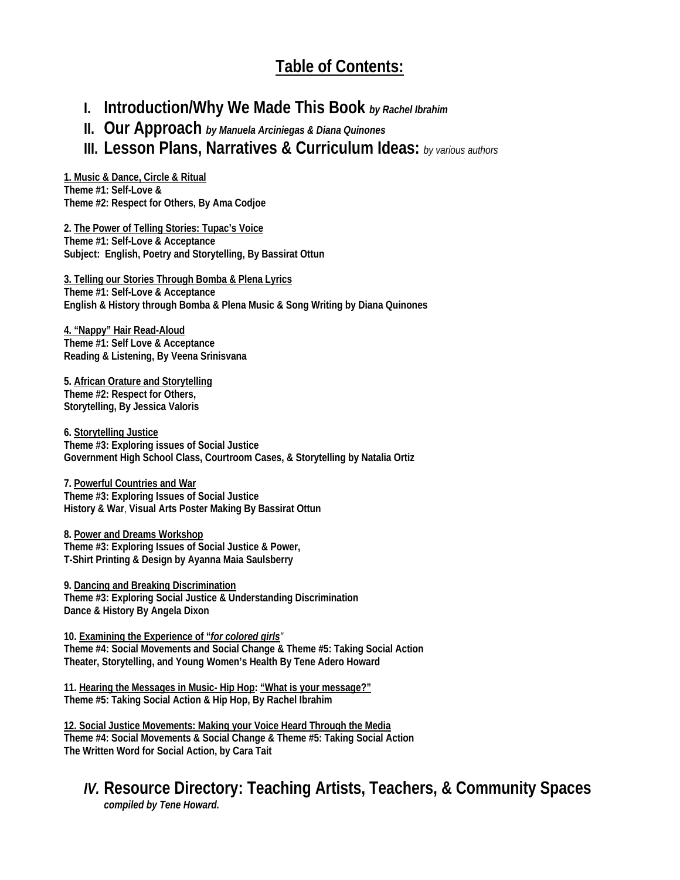# Table of Contents:

## I. Introduction/Why We Made This Book *by Rachel Ibrahim*

## II. Our Approach *by Manuela Arciniegas & Diana Quinones*

## III. Lesson Plans, Narratives & Curriculum Ideas: *by various authors*

**1. Music & Dance, Circle & Ritual**
**Theme #1: Self-Love &**
**Theme #2: Respect for Others, By Ama Codjoe**

**2. The Power of Telling Stories: Tupac's Voice**
**Theme #1: Self-Love & Acceptance**
**Subject: English, Poetry and Storytelling, By Bassirat Ottun**

**3. Telling our Stories Through Bomba & Plena Lyrics**
**Theme #1: Self-Love & Acceptance**
**English & History through Bomba & Plena Music & Song Writing by Diana Quinones**

**4. "Nappy" Hair Read-Aloud**
**Theme #1: Self Love & Acceptance**
**Reading & Listening, By Veena Srinisvana**

**5. African Orature and Storytelling**
**Theme #2: Respect for Others,**
**Storytelling, By Jessica Valoris**

**6. Storytelling Justice**
**Theme #3: Exploring issues of Social Justice**
**Government High School Class, Courtroom Cases, & Storytelling by Natalia Ortiz**

**7. Powerful Countries and War**
**Theme #3: Exploring Issues of Social Justice**
**History & War, Visual Arts Poster Making By Bassirat Ottun**

**8. Power and Dreams Workshop**
**Theme #3: Exploring Issues of Social Justice & Power,**
**T-Shirt Printing & Design by Ayanna Maia Saulsberry**

**9. Dancing and Breaking Discrimination**
**Theme #3: Exploring Social Justice & Understanding Discrimination**
**Dance & History By Angela Dixon**

**10. Examining the Experience of "*for colored girls*"**
**Theme #4: Social Movements and Social Change & Theme #5: Taking Social Action**
**Theater, Storytelling, and Young Women's Health By Tene Adero Howard**

**11. Hearing the Messages in Music- Hip Hop: "What is your message?"**
**Theme #5: Taking Social Action & Hip Hop, By Rachel Ibrahim**

**12. Social Justice Movements: Making your Voice Heard Through the Media**
**Theme #4: Social Movements & Social Change & Theme #5: Taking Social Action**
**The Written Word for Social Action, by Cara Tait**

## *IV.* Resource Directory: Teaching Artists, Teachers, & Community Spaces

***compiled by Tene Howard.***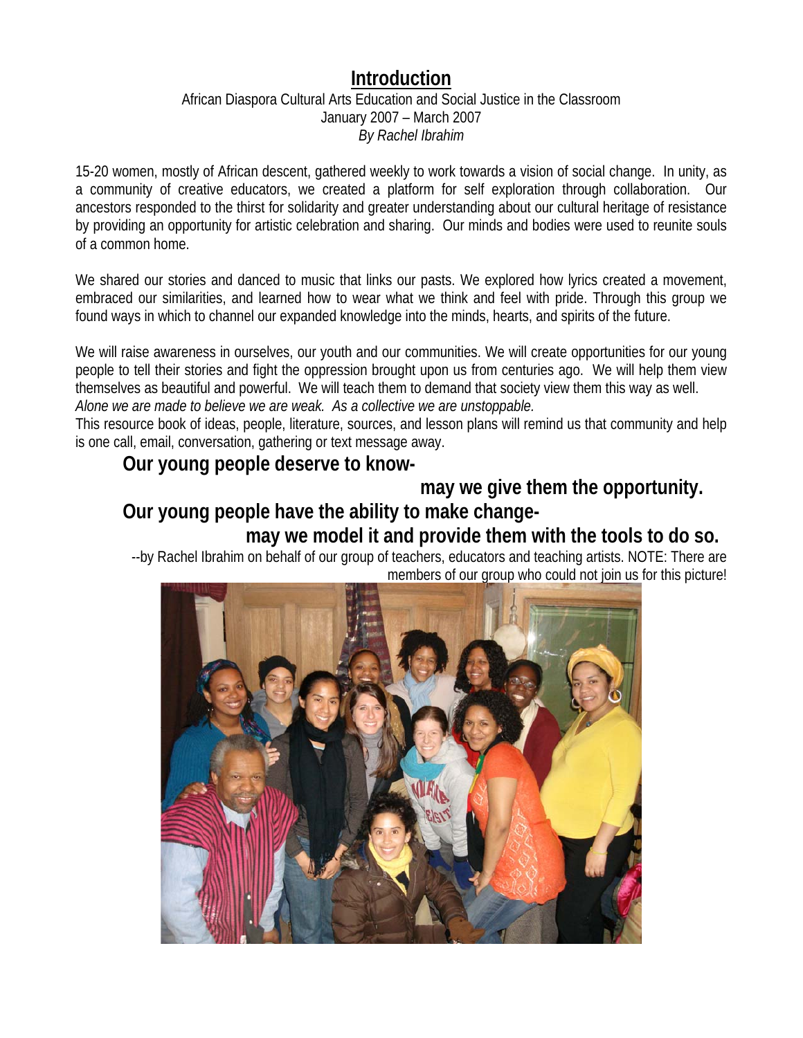# Introduction

African Diaspora Cultural Arts Education and Social Justice in the Classroom
January 2007 – March 2007
*By Rachel Ibrahim*

15-20 women, mostly of African descent, gathered weekly to work towards a vision of social change. In unity, as a community of creative educators, we created a platform for self exploration through collaboration. Our ancestors responded to the thirst for solidarity and greater understanding about our cultural heritage of resistance by providing an opportunity for artistic celebration and sharing. Our minds and bodies were used to reunite souls of a common home.

We shared our stories and danced to music that links our pasts. We explored how lyrics created a movement, embraced our similarities, and learned how to wear what we think and feel with pride. Through this group we found ways in which to channel our expanded knowledge into the minds, hearts, and spirits of the future.

We will raise awareness in ourselves, our youth and our communities. We will create opportunities for our young people to tell their stories and fight the oppression brought upon us from centuries ago. We will help them view themselves as beautiful and powerful. We will teach them to demand that society view them this way as well.
*Alone we are made to believe we are weak. As a collective we are unstoppable.*
This resource book of ideas, people, literature, sources, and lesson plans will remind us that community and help is one call, email, conversation, gathering or text message away.

**Our young people deserve to know-**

**may we give them the opportunity.**

**Our young people have the ability to make change-**

**may we model it and provide them with the tools to do so.**

--by Rachel Ibrahim on behalf of our group of teachers, educators and teaching artists. NOTE: There are members of our group who could not join us for this picture!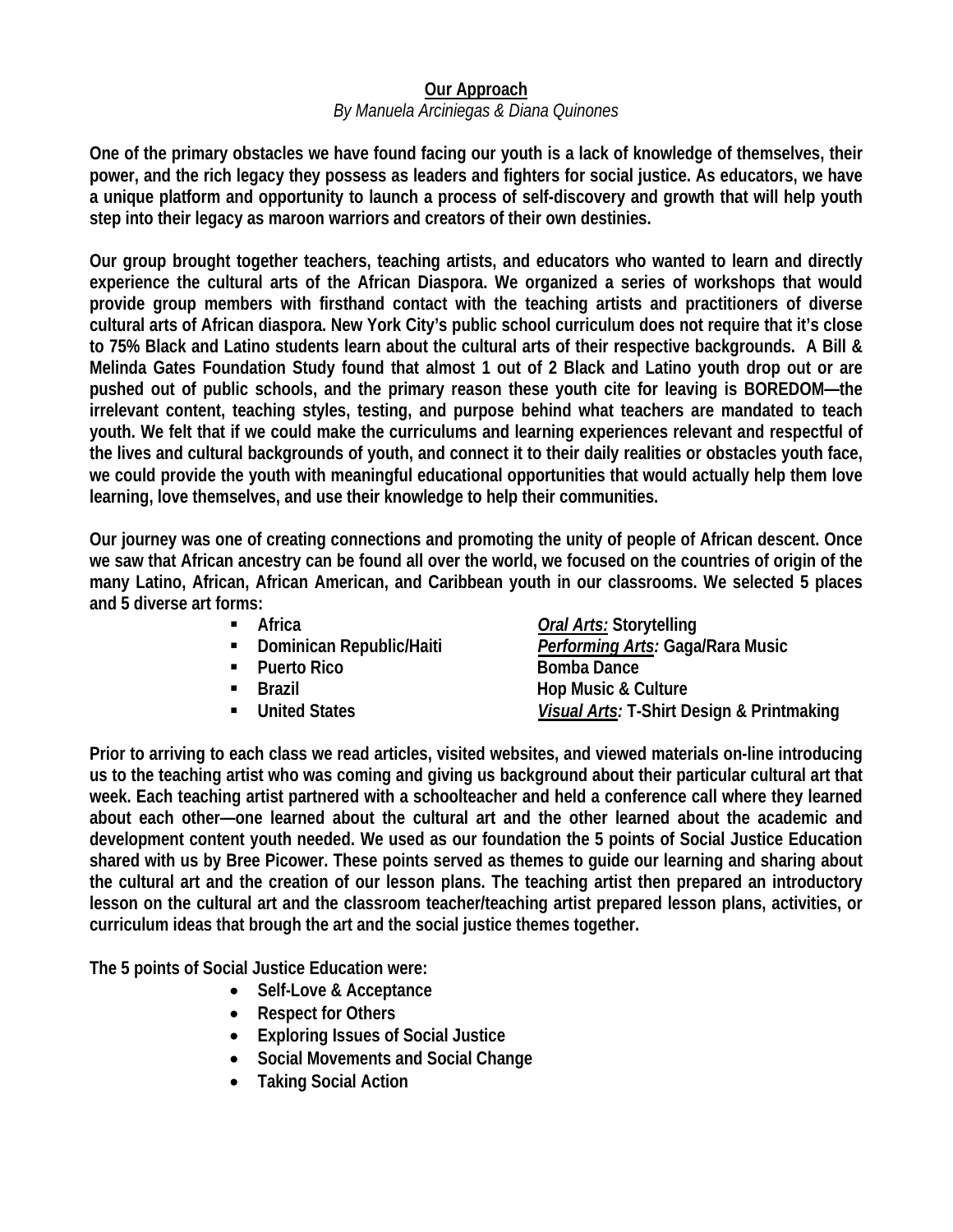## Our Approach

*By Manuela Arciniegas & Diana Quinones*

**One of the primary obstacles we have found facing our youth is a lack of knowledge of themselves, their power, and the rich legacy they possess as leaders and fighters for social justice. As educators, we have a unique platform and opportunity to launch a process of self-discovery and growth that will help youth step into their legacy as maroon warriors and creators of their own destinies.**

**Our group brought together teachers, teaching artists, and educators who wanted to learn and directly experience the cultural arts of the African Diaspora. We organized a series of workshops that would provide group members with firsthand contact with the teaching artists and practitioners of diverse cultural arts of African diaspora. New York City's public school curriculum does not require that it's close to 75% Black and Latino students learn about the cultural arts of their respective backgrounds. A Bill & Melinda Gates Foundation Study found that almost 1 out of 2 Black and Latino youth drop out or are pushed out of public schools, and the primary reason these youth cite for leaving is BOREDOM—the irrelevant content, teaching styles, testing, and purpose behind what teachers are mandated to teach youth. We felt that if we could make the curriculums and learning experiences relevant and respectful of the lives and cultural backgrounds of youth, and connect it to their daily realities or obstacles youth face, we could provide the youth with meaningful educational opportunities that would actually help them love learning, love themselves, and use their knowledge to help their communities.**

**Our journey was one of creating connections and promoting the unity of people of African descent. Once we saw that African ancestry can be found all over the world, we focused on the countries of origin of the many Latino, African, African American, and Caribbean youth in our classrooms. We selected 5 places and 5 diverse art forms:**

- **Africa** — ***Oral Arts:*** **Storytelling**
- **Dominican Republic/Haiti** — ***Performing Arts:*** **Gaga/Rara Music**
- **Puerto Rico** — **Bomba Dance**
- **Brazil** — **Hop Music & Culture**
- **United States** — ***Visual Arts:*** **T-Shirt Design & Printmaking**

**Prior to arriving to each class we read articles, visited websites, and viewed materials on-line introducing us to the teaching artist who was coming and giving us background about their particular cultural art that week. Each teaching artist partnered with a schoolteacher and held a conference call where they learned about each other—one learned about the cultural art and the other learned about the academic and development content youth needed. We used as our foundation the 5 points of Social Justice Education shared with us by Bree Picower. These points served as themes to guide our learning and sharing about the cultural art and the creation of our lesson plans. The teaching artist then prepared an introductory lesson on the cultural art and the classroom teacher/teaching artist prepared lesson plans, activities, or curriculum ideas that brough the art and the social justice themes together.**

**The 5 points of Social Justice Education were:**

- **Self-Love & Acceptance**
- **Respect for Others**
- **Exploring Issues of Social Justice**
- **Social Movements and Social Change**
- **Taking Social Action**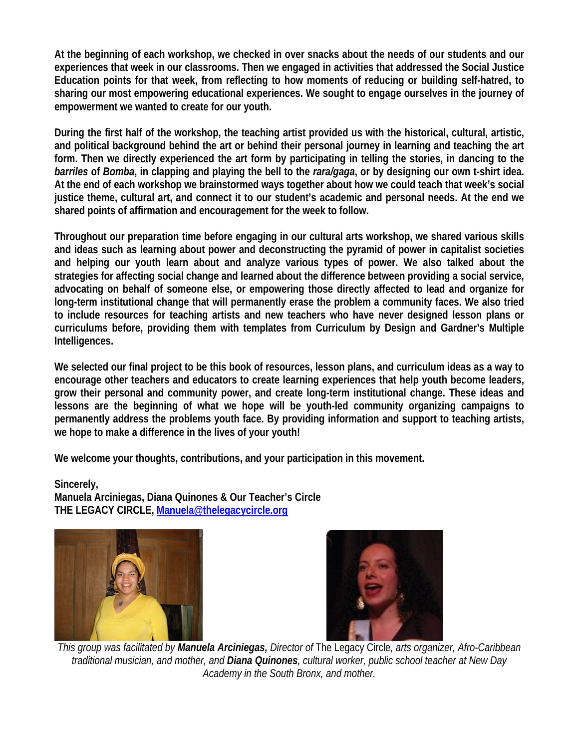**At the beginning of each workshop, we checked in over snacks about the needs of our students and our experiences that week in our classrooms. Then we engaged in activities that addressed the Social Justice Education points for that week, from reflecting to how moments of reducing or building self-hatred, to sharing our most empowering educational experiences. We sought to engage ourselves in the journey of empowerment we wanted to create for our youth.**

**During the first half of the workshop, the teaching artist provided us with the historical, cultural, artistic, and political background behind the art or behind their personal journey in learning and teaching the art form. Then we directly experienced the art form by participating in telling the stories, in dancing to the *barriles* of *Bomba*, in clapping and playing the bell to the *rara/gaga*, or by designing our own t-shirt idea. At the end of each workshop we brainstormed ways together about how we could teach that week's social justice theme, cultural art, and connect it to our student's academic and personal needs. At the end we shared points of affirmation and encouragement for the week to follow.**

**Throughout our preparation time before engaging in our cultural arts workshop, we shared various skills and ideas such as learning about power and deconstructing the pyramid of power in capitalist societies and helping our youth learn about and analyze various types of power. We also talked about the strategies for affecting social change and learned about the difference between providing a social service, advocating on behalf of someone else, or empowering those directly affected to lead and organize for long-term institutional change that will permanently erase the problem a community faces. We also tried to include resources for teaching artists and new teachers who have never designed lesson plans or curriculums before, providing them with templates from Curriculum by Design and Gardner's Multiple Intelligences.**

**We selected our final project to be this book of resources, lesson plans, and curriculum ideas as a way to encourage other teachers and educators to create learning experiences that help youth become leaders, grow their personal and community power, and create long-term institutional change. These ideas and lessons are the beginning of what we hope will be youth-led community organizing campaigns to permanently address the problems youth face. By providing information and support to teaching artists, we hope to make a difference in the lives of your youth!**

**We welcome your thoughts, contributions, and your participation in this movement.**

**Sincerely,**
**Manuela Arciniegas, Diana Quinones & Our Teacher's Circle**
**THE LEGACY CIRCLE, Manuela@thelegacycircle.org**

*This group was facilitated by **Manuela Arciniegas,** Director of* The Legacy Circle*, arts organizer, Afro-Caribbean traditional musician, and mother, and **Diana Quinones**, cultural worker, public school teacher at New Day Academy in the South Bronx, and mother.*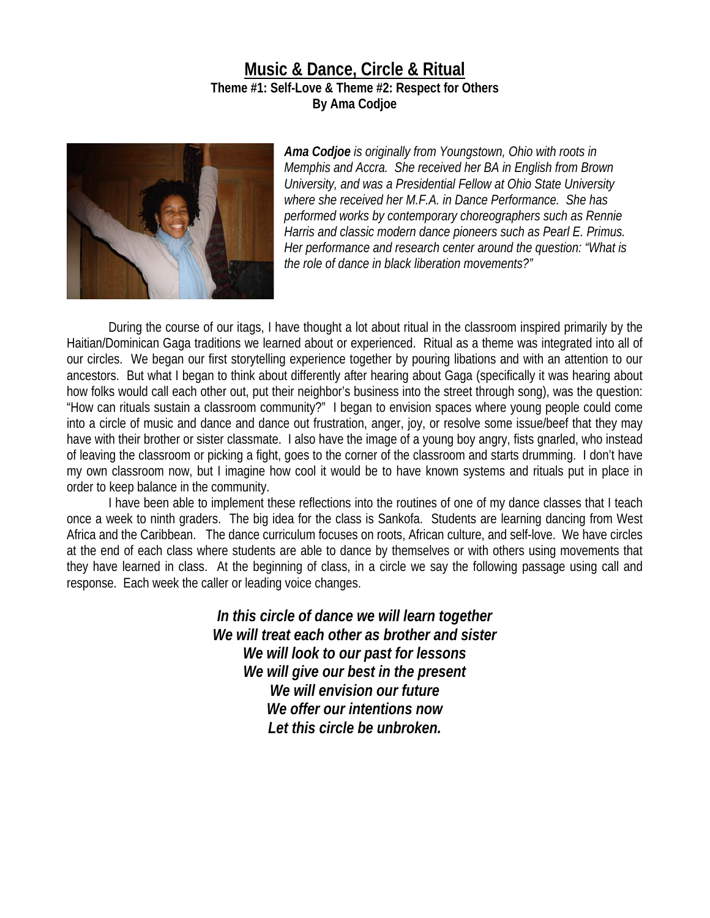# Music & Dance, Circle & Ritual

**Theme #1: Self-Love & Theme #2: Respect for Others**
**By Ama Codjoe**

***Ama Codjoe*** *is originally from Youngstown, Ohio with roots in Memphis and Accra. She received her BA in English from Brown University, and was a Presidential Fellow at Ohio State University where she received her M.F.A. in Dance Performance. She has performed works by contemporary choreographers such as Rennie Harris and classic modern dance pioneers such as Pearl E. Primus. Her performance and research center around the question: "What is the role of dance in black liberation movements?"*

During the course of our itags, I have thought a lot about ritual in the classroom inspired primarily by the Haitian/Dominican Gaga traditions we learned about or experienced. Ritual as a theme was integrated into all of our circles. We began our first storytelling experience together by pouring libations and with an attention to our ancestors. But what I began to think about differently after hearing about Gaga (specifically it was hearing about how folks would call each other out, put their neighbor's business into the street through song), was the question: "How can rituals sustain a classroom community?" I began to envision spaces where young people could come into a circle of music and dance and dance out frustration, anger, joy, or resolve some issue/beef that they may have with their brother or sister classmate. I also have the image of a young boy angry, fists gnarled, who instead of leaving the classroom or picking a fight, goes to the corner of the classroom and starts drumming. I don't have my own classroom now, but I imagine how cool it would be to have known systems and rituals put in place in order to keep balance in the community.

I have been able to implement these reflections into the routines of one of my dance classes that I teach once a week to ninth graders. The big idea for the class is Sankofa. Students are learning dancing from West Africa and the Caribbean. The dance curriculum focuses on roots, African culture, and self-love. We have circles at the end of each class where students are able to dance by themselves or with others using movements that they have learned in class. At the beginning of class, in a circle we say the following passage using call and response. Each week the caller or leading voice changes.

***In this circle of dance we will learn together***
***We will treat each other as brother and sister***
***We will look to our past for lessons***
***We will give our best in the present***
***We will envision our future***
***We offer our intentions now***
***Let this circle be unbroken.***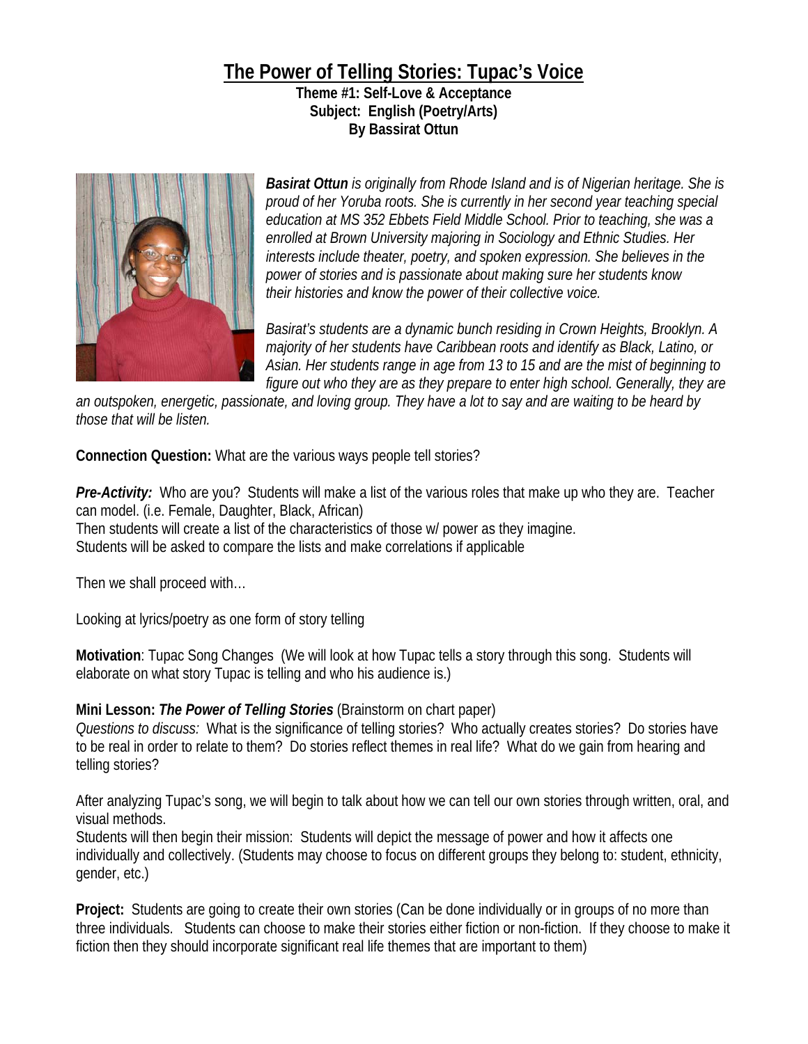# The Power of Telling Stories: Tupac's Voice

**Theme #1: Self-Love & Acceptance**
**Subject: English (Poetry/Arts)**
**By Bassirat Ottun**

***Basirat Ottun*** *is originally from Rhode Island and is of Nigerian heritage. She is proud of her Yoruba roots. She is currently in her second year teaching special education at MS 352 Ebbets Field Middle School. Prior to teaching, she was a enrolled at Brown University majoring in Sociology and Ethnic Studies. Her interests include theater, poetry, and spoken expression. She believes in the power of stories and is passionate about making sure her students know their histories and know the power of their collective voice.*

*Basirat's students are a dynamic bunch residing in Crown Heights, Brooklyn. A majority of her students have Caribbean roots and identify as Black, Latino, or Asian. Her students range in age from 13 to 15 and are the mist of beginning to figure out who they are as they prepare to enter high school. Generally, they are an outspoken, energetic, passionate, and loving group. They have a lot to say and are waiting to be heard by those that will be listen.*

**Connection Question:** What are the various ways people tell stories?

***Pre-Activity:*** Who are you? Students will make a list of the various roles that make up who they are. Teacher can model. (i.e. Female, Daughter, Black, African)
Then students will create a list of the characteristics of those w/ power as they imagine.
Students will be asked to compare the lists and make correlations if applicable

Then we shall proceed with…

Looking at lyrics/poetry as one form of story telling

**Motivation**: Tupac Song Changes (We will look at how Tupac tells a story through this song. Students will elaborate on what story Tupac is telling and who his audience is.)

**Mini Lesson: *The Power of Telling Stories*** (Brainstorm on chart paper)
*Questions to discuss:* What is the significance of telling stories? Who actually creates stories? Do stories have to be real in order to relate to them? Do stories reflect themes in real life? What do we gain from hearing and telling stories?

After analyzing Tupac's song, we will begin to talk about how we can tell our own stories through written, oral, and visual methods.
Students will then begin their mission: Students will depict the message of power and how it affects one individually and collectively. (Students may choose to focus on different groups they belong to: student, ethnicity, gender, etc.)

**Project:** Students are going to create their own stories (Can be done individually or in groups of no more than three individuals. Students can choose to make their stories either fiction or non-fiction. If they choose to make it fiction then they should incorporate significant real life themes that are important to them)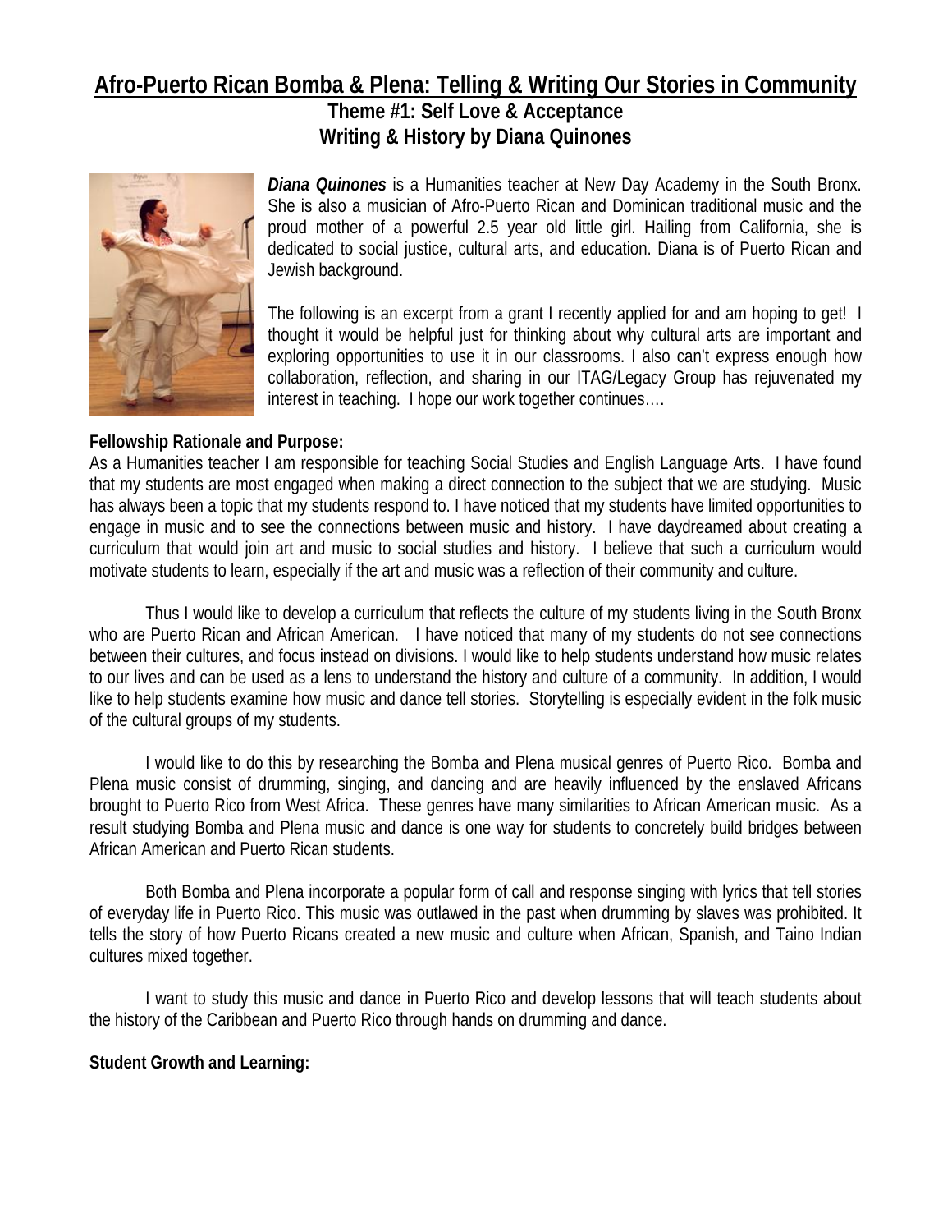# Afro-Puerto Rican Bomba & Plena: Telling & Writing Our Stories in Community

## Theme #1: Self Love & Acceptance

## Writing & History by Diana Quinones

***Diana Quinones*** is a Humanities teacher at New Day Academy in the South Bronx. She is also a musician of Afro-Puerto Rican and Dominican traditional music and the proud mother of a powerful 2.5 year old little girl. Hailing from California, she is dedicated to social justice, cultural arts, and education. Diana is of Puerto Rican and Jewish background.

The following is an excerpt from a grant I recently applied for and am hoping to get! I thought it would be helpful just for thinking about why cultural arts are important and exploring opportunities to use it in our classrooms. I also can't express enough how collaboration, reflection, and sharing in our ITAG/Legacy Group has rejuvenated my interest in teaching. I hope our work together continues….

**Fellowship Rationale and Purpose:**

As a Humanities teacher I am responsible for teaching Social Studies and English Language Arts. I have found that my students are most engaged when making a direct connection to the subject that we are studying. Music has always been a topic that my students respond to. I have noticed that my students have limited opportunities to engage in music and to see the connections between music and history. I have daydreamed about creating a curriculum that would join art and music to social studies and history. I believe that such a curriculum would motivate students to learn, especially if the art and music was a reflection of their community and culture.

Thus I would like to develop a curriculum that reflects the culture of my students living in the South Bronx who are Puerto Rican and African American. I have noticed that many of my students do not see connections between their cultures, and focus instead on divisions. I would like to help students understand how music relates to our lives and can be used as a lens to understand the history and culture of a community. In addition, I would like to help students examine how music and dance tell stories. Storytelling is especially evident in the folk music of the cultural groups of my students.

I would like to do this by researching the Bomba and Plena musical genres of Puerto Rico. Bomba and Plena music consist of drumming, singing, and dancing and are heavily influenced by the enslaved Africans brought to Puerto Rico from West Africa. These genres have many similarities to African American music. As a result studying Bomba and Plena music and dance is one way for students to concretely build bridges between African American and Puerto Rican students.

Both Bomba and Plena incorporate a popular form of call and response singing with lyrics that tell stories of everyday life in Puerto Rico. This music was outlawed in the past when drumming by slaves was prohibited. It tells the story of how Puerto Ricans created a new music and culture when African, Spanish, and Taino Indian cultures mixed together.

I want to study this music and dance in Puerto Rico and develop lessons that will teach students about the history of the Caribbean and Puerto Rico through hands on drumming and dance.

**Student Growth and Learning:**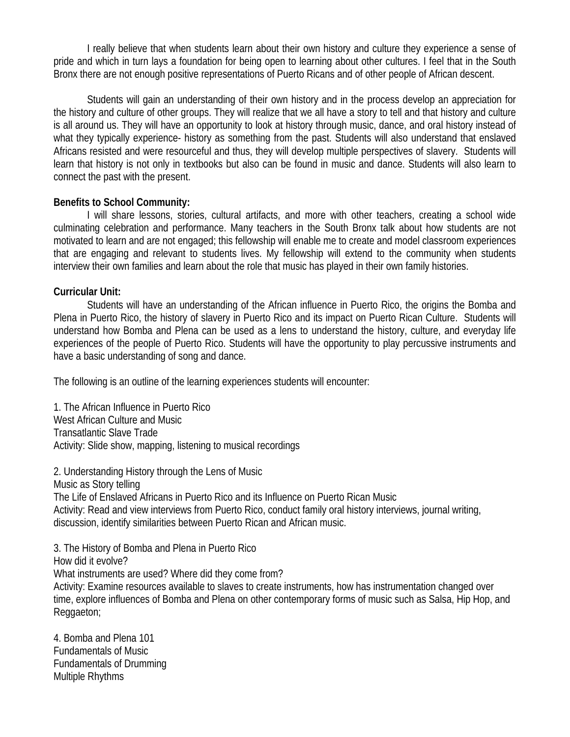I really believe that when students learn about their own history and culture they experience a sense of pride and which in turn lays a foundation for being open to learning about other cultures. I feel that in the South Bronx there are not enough positive representations of Puerto Ricans and of other people of African descent.

Students will gain an understanding of their own history and in the process develop an appreciation for the history and culture of other groups. They will realize that we all have a story to tell and that history and culture is all around us. They will have an opportunity to look at history through music, dance, and oral history instead of what they typically experience- history as something from the past. Students will also understand that enslaved Africans resisted and were resourceful and thus, they will develop multiple perspectives of slavery. Students will learn that history is not only in textbooks but also can be found in music and dance. Students will also learn to connect the past with the present.

**Benefits to School Community:**

I will share lessons, stories, cultural artifacts, and more with other teachers, creating a school wide culminating celebration and performance. Many teachers in the South Bronx talk about how students are not motivated to learn and are not engaged; this fellowship will enable me to create and model classroom experiences that are engaging and relevant to students lives. My fellowship will extend to the community when students interview their own families and learn about the role that music has played in their own family histories.

**Curricular Unit:**

Students will have an understanding of the African influence in Puerto Rico, the origins the Bomba and Plena in Puerto Rico, the history of slavery in Puerto Rico and its impact on Puerto Rican Culture. Students will understand how Bomba and Plena can be used as a lens to understand the history, culture, and everyday life experiences of the people of Puerto Rico. Students will have the opportunity to play percussive instruments and have a basic understanding of song and dance.

The following is an outline of the learning experiences students will encounter:

1. The African Influence in Puerto Rico
West African Culture and Music
Transatlantic Slave Trade
Activity: Slide show, mapping, listening to musical recordings

2. Understanding History through the Lens of Music
Music as Story telling
The Life of Enslaved Africans in Puerto Rico and its Influence on Puerto Rican Music
Activity: Read and view interviews from Puerto Rico, conduct family oral history interviews, journal writing, discussion, identify similarities between Puerto Rican and African music.

3. The History of Bomba and Plena in Puerto Rico
How did it evolve?
What instruments are used? Where did they come from?
Activity: Examine resources available to slaves to create instruments, how has instrumentation changed over time, explore influences of Bomba and Plena on other contemporary forms of music such as Salsa, Hip Hop, and Reggaeton;

4. Bomba and Plena 101
Fundamentals of Music
Fundamentals of Drumming
Multiple Rhythms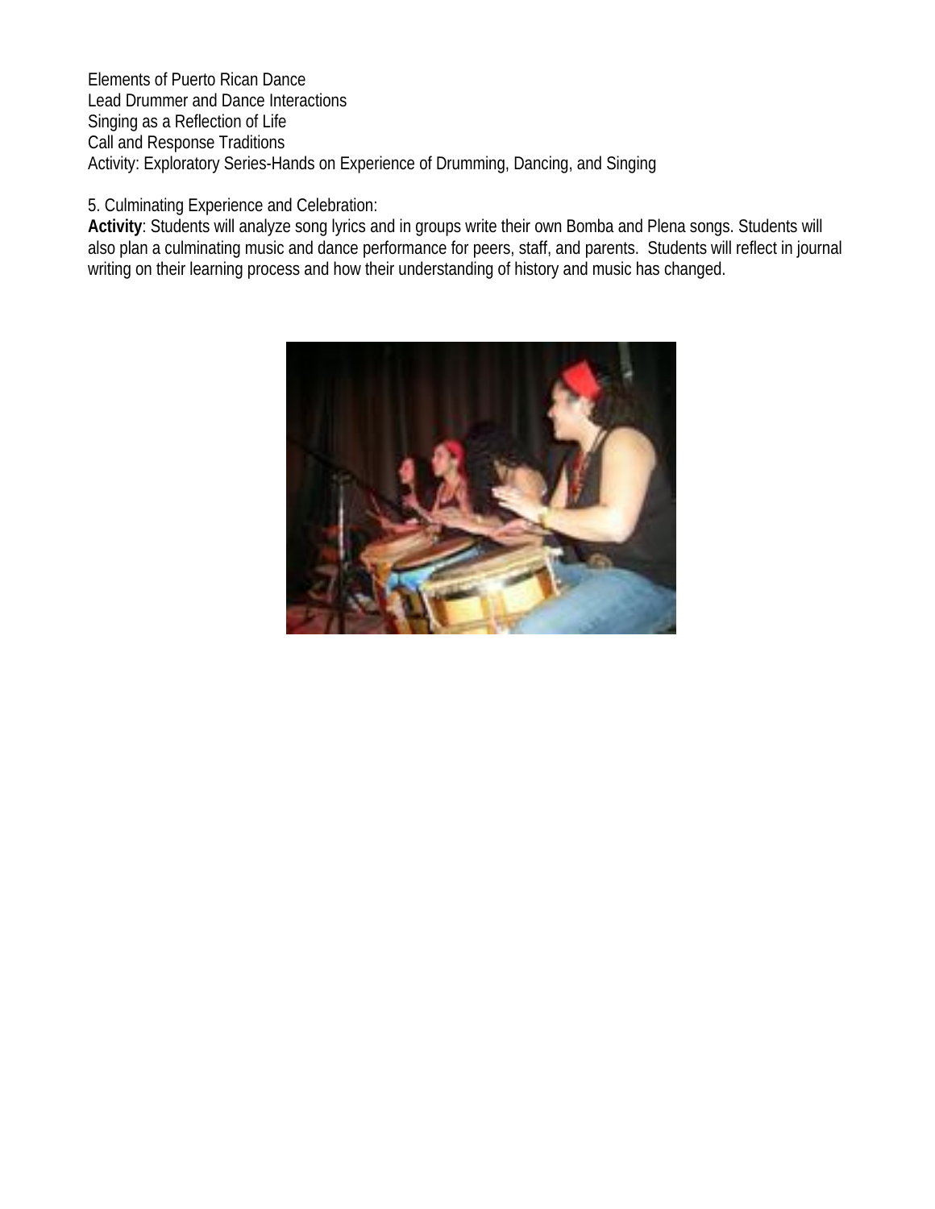Elements of Puerto Rican Dance
Lead Drummer and Dance Interactions
Singing as a Reflection of Life
Call and Response Traditions
Activity: Exploratory Series-Hands on Experience of Drumming, Dancing, and Singing

5. Culminating Experience and Celebration:

**Activity**: Students will analyze song lyrics and in groups write their own Bomba and Plena songs. Students will also plan a culminating music and dance performance for peers, staff, and parents. Students will reflect in journal writing on their learning process and how their understanding of history and music has changed.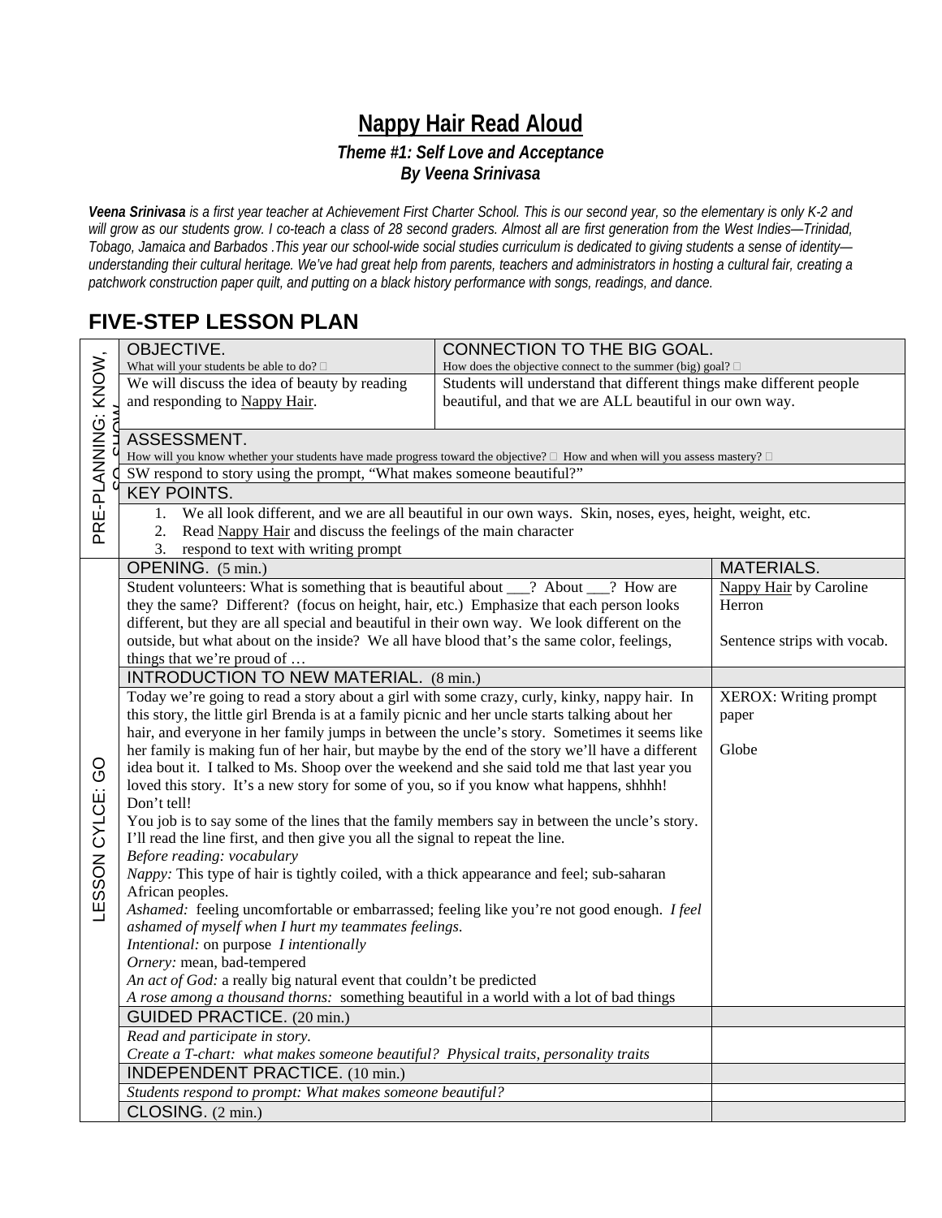# Nappy Hair Read Aloud

***Theme #1: Self Love and Acceptance***
***By Veena Srinivasa***

***Veena Srinivasa** is a first year teacher at Achievement First Charter School. This is our second year, so the elementary is only K-2 and will grow as our students grow. I co-teach a class of 28 second graders. Almost all are first generation from the West Indies—Trinidad, Tobago, Jamaica and Barbados .This year our school-wide social studies curriculum is dedicated to giving students a sense of identity—understanding their cultural heritage. We've had great help from parents, teachers and administrators in hosting a cultural fair, creating a patchwork construction paper quilt, and putting on a black history performance with songs, readings, and dance.*

## FIVE-STEP LESSON PLAN

| | | | |
|---|---|---|---|
| PRE-PLANNING: KNOW, SO SHOW | OBJECTIVE.<br>What will your students be able to do? | CONNECTION TO THE BIG GOAL.<br>How does the objective connect to the summer (big) goal? | |
| | We will discuss the idea of beauty by reading and responding to <u>Nappy Hair</u>. | Students will understand that different things make different people beautiful, and that we are ALL beautiful in our own way. | |
| | ASSESSMENT.<br>How will you know whether your students have made progress toward the objective? How and when will you assess mastery? | | |
| | SW respond to story using the prompt, "What makes someone beautiful?" | | |
| | KEY POINTS. | | |
| | 1. We all look different, and we are all beautiful in our own ways. Skin, noses, eyes, height, weight, etc.<br>2. Read <u>Nappy Hair</u> and discuss the feelings of the main character<br>3. respond to text with writing prompt | | |
| LESSON CYLCE: GO | OPENING. (5 min.) | | MATERIALS. |
| | Student volunteers: What is something that is beautiful about ___? About ___? How are they the same? Different? (focus on height, hair, etc.) Emphasize that each person looks different, but they are all special and beautiful in their own way. We look different on the outside, but what about on the inside? We all have blood that's the same color, feelings, things that we're proud of … | | <u>Nappy Hair</u> by Caroline Herron<br><br>Sentence strips with vocab. |
| | INTRODUCTION TO NEW MATERIAL. (8 min.) | | |
| | Today we're going to read a story about a girl with some crazy, curly, kinky, nappy hair. In this story, the little girl Brenda is at a family picnic and her uncle starts talking about her hair, and everyone in her family jumps in between the uncle's story. Sometimes it seems like her family is making fun of her hair, but maybe by the end of the story we'll have a different idea bout it. I talked to Ms. Shoop over the weekend and she said told me that last year you loved this story. It's a new story for some of you, so if you know what happens, shhhh! Don't tell!<br>You job is to say some of the lines that the family members say in between the uncle's story. I'll read the line first, and then give you all the signal to repeat the line.<br>*Before reading: vocabulary*<br>*Nappy:* This type of hair is tightly coiled, with a thick appearance and feel; sub-saharan African peoples.<br>*Ashamed:* feeling uncomfortable or embarrassed; feeling like you're not good enough. *I feel ashamed of myself when I hurt my teammates feelings.*<br>*Intentional:* on purpose *I intentionally*<br>*Ornery:* mean, bad-tempered<br>*An act of God:* a really big natural event that couldn't be predicted<br>*A rose among a thousand thorns:* something beautiful in a world with a lot of bad things | | XEROX: Writing prompt paper<br><br>Globe |
| | GUIDED PRACTICE. (20 min.) | | |
| | *Read and participate in story.*<br>*Create a T-chart: what makes someone beautiful? Physical traits, personality traits* | | |
| | INDEPENDENT PRACTICE. (10 min.) | | |
| | *Students respond to prompt: What makes someone beautiful?* | | |
| | CLOSING. (2 min.) | | |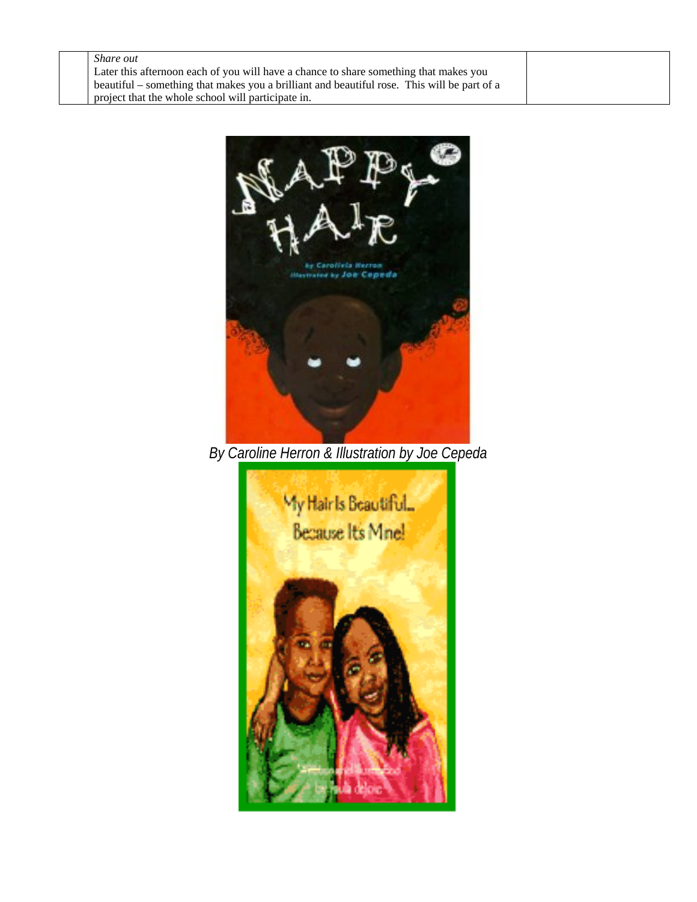| | *Share out*<br>Later this afternoon each of you will have a chance to share something that makes you beautiful – something that makes you a brilliant and beautiful rose. This will be part of a project that the whole school will participate in. | |
|---|---|---|

*By Caroline Herron & Illustration by Joe Cepeda*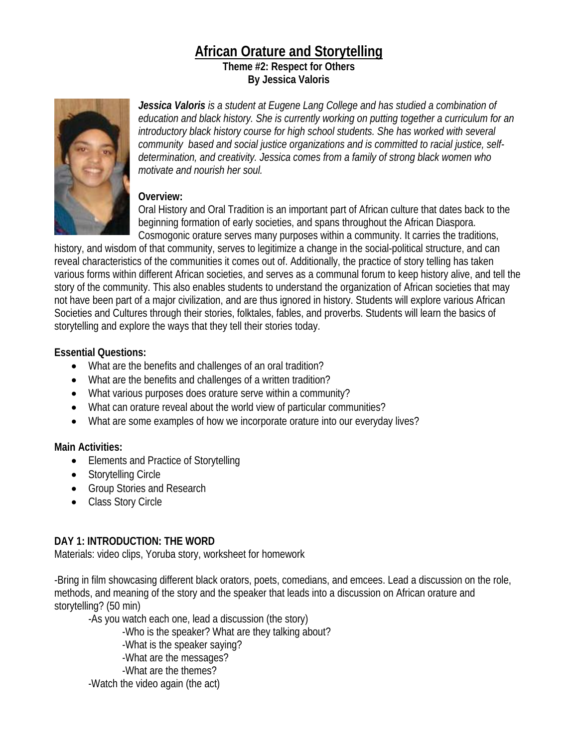# African Orature and Storytelling

**Theme #2: Respect for Others**
**By Jessica Valoris**

***Jessica Valoris*** *is a student at Eugene Lang College and has studied a combination of education and black history. She is currently working on putting together a curriculum for an introductory black history course for high school students. She has worked with several community based and social justice organizations and is committed to racial justice, self-determination, and creativity. Jessica comes from a family of strong black women who motivate and nourish her soul.*

**Overview:**
Oral History and Oral Tradition is an important part of African culture that dates back to the beginning formation of early societies, and spans throughout the African Diaspora. Cosmogonic orature serves many purposes within a community. It carries the traditions, history, and wisdom of that community, serves to legitimize a change in the social-political structure, and can reveal characteristics of the communities it comes out of. Additionally, the practice of story telling has taken various forms within different African societies, and serves as a communal forum to keep history alive, and tell the story of the community. This also enables students to understand the organization of African societies that may not have been part of a major civilization, and are thus ignored in history. Students will explore various African Societies and Cultures through their stories, folktales, fables, and proverbs. Students will learn the basics of storytelling and explore the ways that they tell their stories today.

**Essential Questions:**

- What are the benefits and challenges of an oral tradition?
- What are the benefits and challenges of a written tradition?
- What various purposes does orature serve within a community?
- What can orature reveal about the world view of particular communities?
- What are some examples of how we incorporate orature into our everyday lives?

**Main Activities:**

- Elements and Practice of Storytelling
- Storytelling Circle
- Group Stories and Research
- Class Story Circle

**DAY 1: INTRODUCTION: THE WORD**
Materials: video clips, Yoruba story, worksheet for homework

-Bring in film showcasing different black orators, poets, comedians, and emcees. Lead a discussion on the role, methods, and meaning of the story and the speaker that leads into a discussion on African orature and storytelling? (50 min)

  -As you watch each one, lead a discussion (the story)

    -Who is the speaker? What are they talking about?
    -What is the speaker saying?
    -What are the messages?
    -What are the themes?

  -Watch the video again (the act)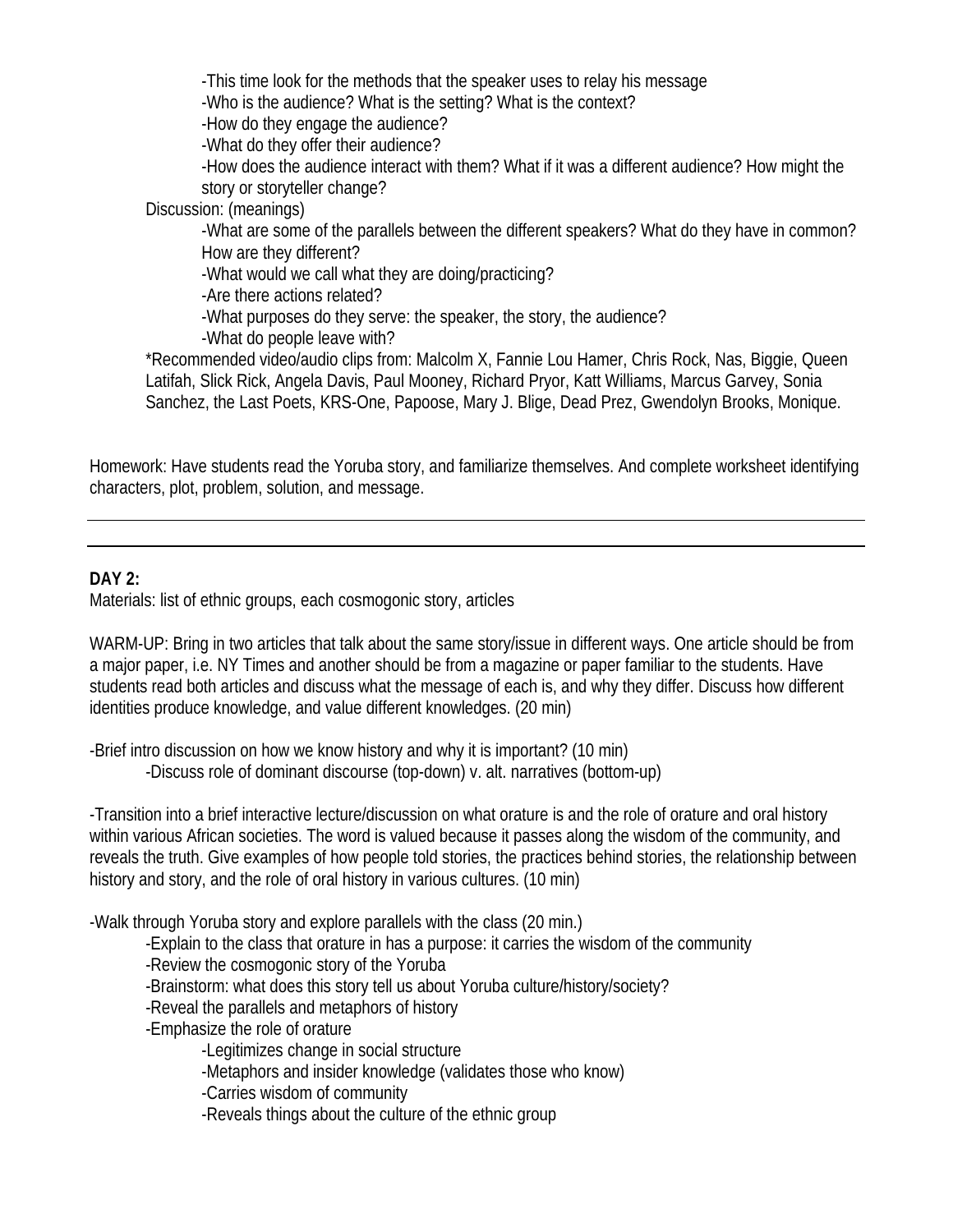-This time look for the methods that the speaker uses to relay his message
- -Who is the audience? What is the setting? What is the context?
- -How do they engage the audience?
- -What do they offer their audience?
- -How does the audience interact with them? What if it was a different audience? How might the story or storyteller change?

Discussion: (meanings)

- -What are some of the parallels between the different speakers? What do they have in common? How are they different?
- -What would we call what they are doing/practicing?
- -Are there actions related?
- -What purposes do they serve: the speaker, the story, the audience?
- -What do people leave with?

*Recommended video/audio clips from: Malcolm X, Fannie Lou Hamer, Chris Rock, Nas, Biggie, Queen Latifah, Slick Rick, Angela Davis, Paul Mooney, Richard Pryor, Katt Williams, Marcus Garvey, Sonia Sanchez, the Last Poets, KRS-One, Papoose, Mary J. Blige, Dead Prez, Gwendolyn Brooks, Monique.

Homework: Have students read the Yoruba story, and familiarize themselves. And complete worksheet identifying characters, plot, problem, solution, and message.

---

**DAY 2:**

Materials: list of ethnic groups, each cosmogonic story, articles

WARM-UP: Bring in two articles that talk about the same story/issue in different ways. One article should be from a major paper, i.e. NY Times and another should be from a magazine or paper familiar to the students. Have students read both articles and discuss what the message of each is, and why they differ. Discuss how different identities produce knowledge, and value different knowledges. (20 min)

-Brief intro discussion on how we know history and why it is important? (10 min)

- -Discuss role of dominant discourse (top-down) v. alt. narratives (bottom-up)

-Transition into a brief interactive lecture/discussion on what orature is and the role of orature and oral history within various African societies. The word is valued because it passes along the wisdom of the community, and reveals the truth. Give examples of how people told stories, the practices behind stories, the relationship between history and story, and the role of oral history in various cultures. (10 min)

-Walk through Yoruba story and explore parallels with the class (20 min.)

- -Explain to the class that orature in has a purpose: it carries the wisdom of the community
- -Review the cosmogonic story of the Yoruba
- -Brainstorm: what does this story tell us about Yoruba culture/history/society?
- -Reveal the parallels and metaphors of history
- -Emphasize the role of orature
  - -Legitimizes change in social structure
  - -Metaphors and insider knowledge (validates those who know)
  - -Carries wisdom of community
  - -Reveals things about the culture of the ethnic group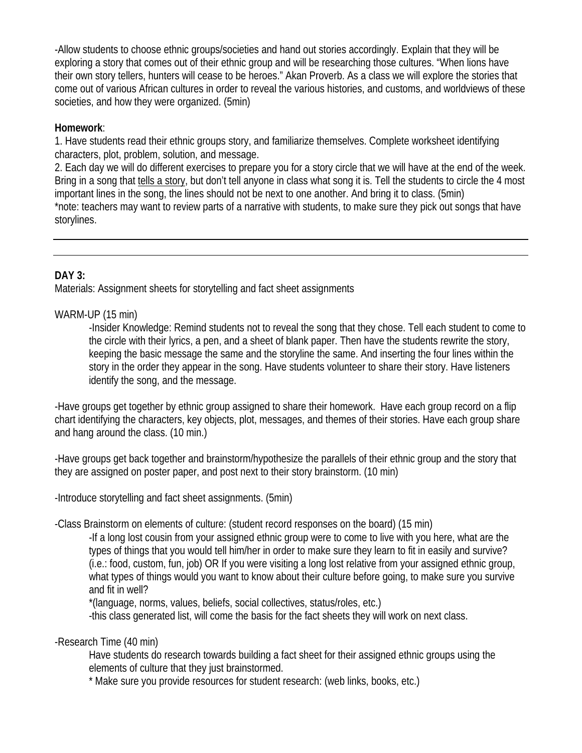-Allow students to choose ethnic groups/societies and hand out stories accordingly. Explain that they will be exploring a story that comes out of their ethnic group and will be researching those cultures. "When lions have their own story tellers, hunters will cease to be heroes." Akan Proverb. As a class we will explore the stories that come out of various African cultures in order to reveal the various histories, and customs, and worldviews of these societies, and how they were organized. (5min)

**Homework**:

1. Have students read their ethnic groups story, and familiarize themselves. Complete worksheet identifying characters, plot, problem, solution, and message.
2. Each day we will do different exercises to prepare you for a story circle that we will have at the end of the week. Bring in a song that <u>tells a story</u>, but don't tell anyone in class what song it is. Tell the students to circle the 4 most important lines in the song, the lines should not be next to one another. And bring it to class. (5min)

*note: teachers may want to review parts of a narrative with students, to make sure they pick out songs that have storylines.

---

**DAY 3:**

Materials: Assignment sheets for storytelling and fact sheet assignments

WARM-UP (15 min)

> -Insider Knowledge: Remind students not to reveal the song that they chose. Tell each student to come to the circle with their lyrics, a pen, and a sheet of blank paper. Then have the students rewrite the story, keeping the basic message the same and the storyline the same. And inserting the four lines within the story in the order they appear in the song. Have students volunteer to share their story. Have listeners identify the song, and the message.

-Have groups get together by ethnic group assigned to share their homework. Have each group record on a flip chart identifying the characters, key objects, plot, messages, and themes of their stories. Have each group share and hang around the class. (10 min.)

-Have groups get back together and brainstorm/hypothesize the parallels of their ethnic group and the story that they are assigned on poster paper, and post next to their story brainstorm. (10 min)

-Introduce storytelling and fact sheet assignments. (5min)

-Class Brainstorm on elements of culture: (student record responses on the board) (15 min)

> -If a long lost cousin from your assigned ethnic group were to come to live with you here, what are the types of things that you would tell him/her in order to make sure they learn to fit in easily and survive? (i.e.: food, custom, fun, job) OR If you were visiting a long lost relative from your assigned ethnic group, what types of things would you want to know about their culture before going, to make sure you survive and fit in well?
>
> *(language, norms, values, beliefs, social collectives, status/roles, etc.)
>
> -this class generated list, will come the basis for the fact sheets they will work on next class.

-Research Time (40 min)

> Have students do research towards building a fact sheet for their assigned ethnic groups using the elements of culture that they just brainstormed.
>
> * Make sure you provide resources for student research: (web links, books, etc.)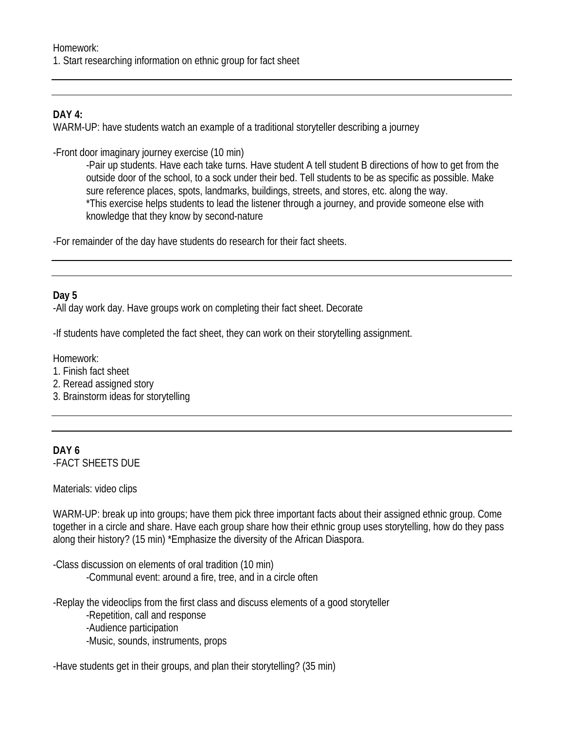Homework:
1. Start researching information on ethnic group for fact sheet

---

**DAY 4:**

WARM-UP: have students watch an example of a traditional storyteller describing a journey

-Front door imaginary journey exercise (10 min)

> -Pair up students. Have each take turns. Have student A tell student B directions of how to get from the outside door of the school, to a sock under their bed. Tell students to be as specific as possible. Make sure reference places, spots, landmarks, buildings, streets, and stores, etc. along the way.
> *This exercise helps students to lead the listener through a journey, and provide someone else with knowledge that they know by second-nature

-For remainder of the day have students do research for their fact sheets.

---

**Day 5**

-All day work day. Have groups work on completing their fact sheet. Decorate

-If students have completed the fact sheet, they can work on their storytelling assignment.

Homework:
1. Finish fact sheet
2. Reread assigned story
3. Brainstorm ideas for storytelling

---

**DAY 6**

-FACT SHEETS DUE

Materials: video clips

WARM-UP: break up into groups; have them pick three important facts about their assigned ethnic group. Come together in a circle and share. Have each group share how their ethnic group uses storytelling, how do they pass along their history? (15 min) *Emphasize the diversity of the African Diaspora.

-Class discussion on elements of oral tradition (10 min)

> -Communal event: around a fire, tree, and in a circle often

-Replay the videoclips from the first class and discuss elements of a good storyteller

> -Repetition, call and response
> -Audience participation
> -Music, sounds, instruments, props

-Have students get in their groups, and plan their storytelling? (35 min)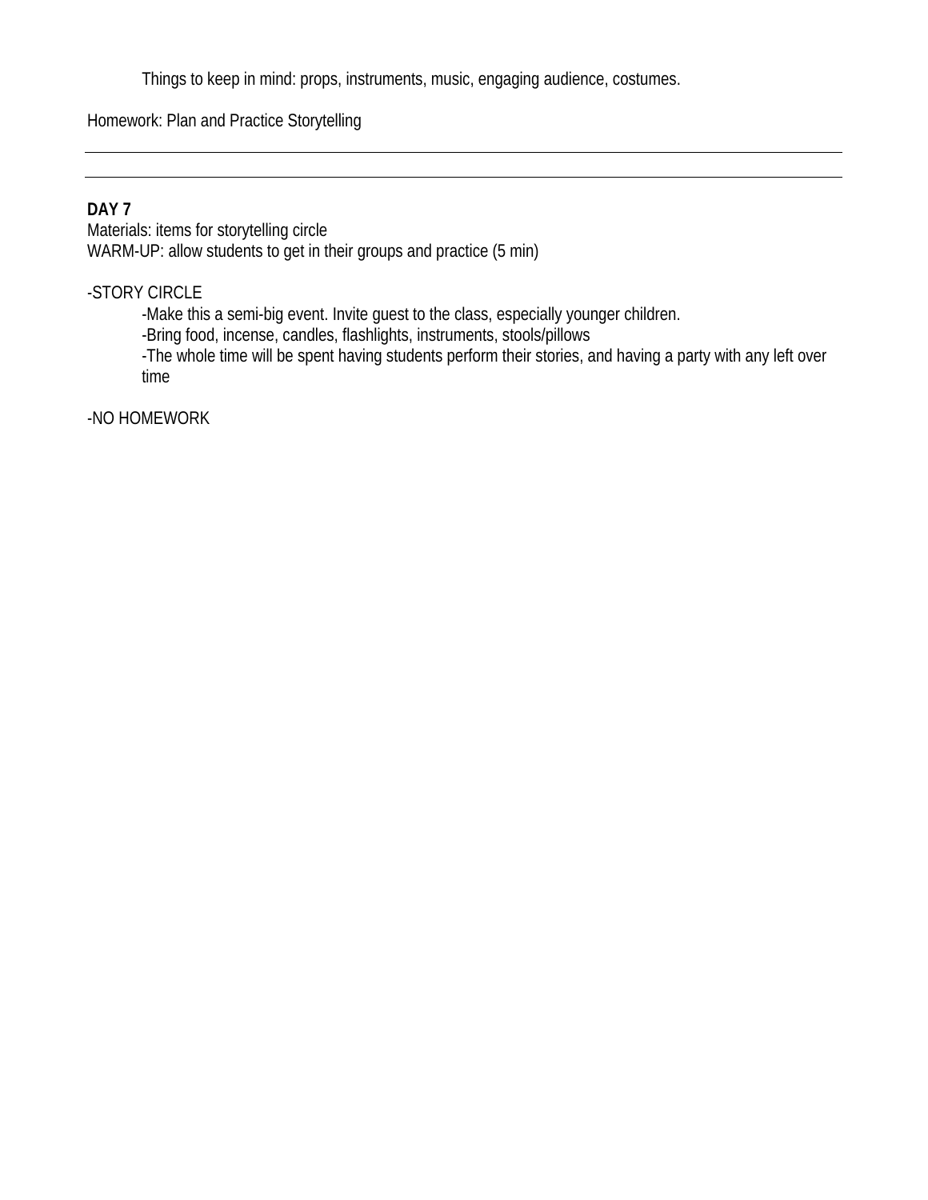Things to keep in mind: props, instruments, music, engaging audience, costumes.

Homework: Plan and Practice Storytelling

---

---

**DAY 7**
Materials: items for storytelling circle
WARM-UP: allow students to get in their groups and practice (5 min)

-STORY CIRCLE

-Make this a semi-big event. Invite guest to the class, especially younger children.
-Bring food, incense, candles, flashlights, instruments, stools/pillows
-The whole time will be spent having students perform their stories, and having a party with any left over time

-NO HOMEWORK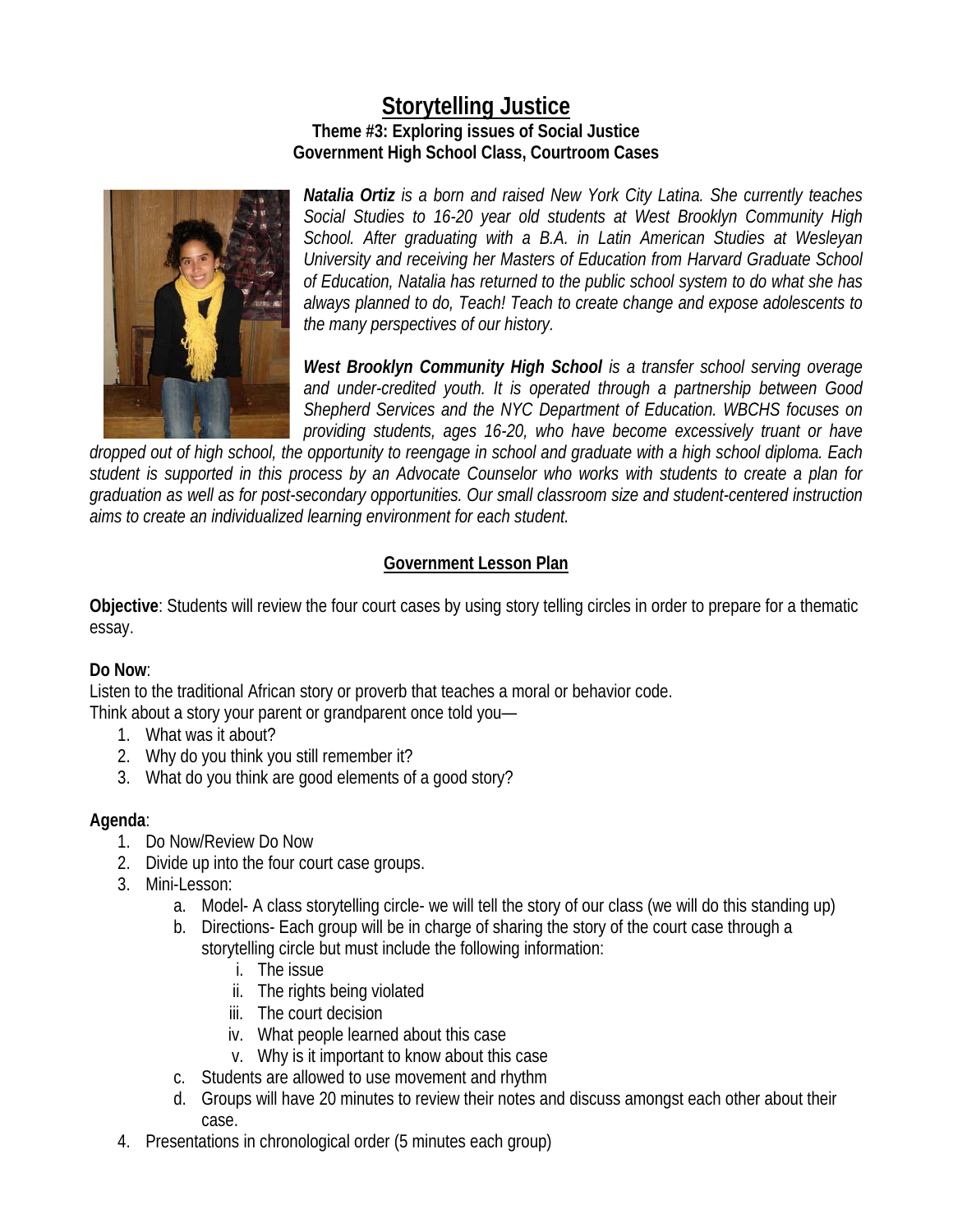# Storytelling Justice

**Theme #3: Exploring issues of Social Justice**
**Government High School Class, Courtroom Cases**

***Natalia Ortiz*** *is a born and raised New York City Latina. She currently teaches Social Studies to 16-20 year old students at West Brooklyn Community High School. After graduating with a B.A. in Latin American Studies at Wesleyan University and receiving her Masters of Education from Harvard Graduate School of Education, Natalia has returned to the public school system to do what she has always planned to do, Teach! Teach to create change and expose adolescents to the many perspectives of our history.*

***West Brooklyn Community High School*** *is a transfer school serving overage and under-credited youth. It is operated through a partnership between Good Shepherd Services and the NYC Department of Education. WBCHS focuses on providing students, ages 16-20, who have become excessively truant or have dropped out of high school, the opportunity to reengage in school and graduate with a high school diploma. Each student is supported in this process by an Advocate Counselor who works with students to create a plan for graduation as well as for post-secondary opportunities. Our small classroom size and student-centered instruction aims to create an individualized learning environment for each student.*

## Government Lesson Plan

**Objective**: Students will review the four court cases by using story telling circles in order to prepare for a thematic essay.

**Do Now**:
Listen to the traditional African story or proverb that teaches a moral or behavior code.
Think about a story your parent or grandparent once told you—

1. What was it about?
2. Why do you think you still remember it?
3. What do you think are good elements of a good story?

**Agenda**:

1. Do Now/Review Do Now
2. Divide up into the four court case groups.
3. Mini-Lesson:
   a. Model- A class storytelling circle- we will tell the story of our class (we will do this standing up)
   b. Directions- Each group will be in charge of sharing the story of the court case through a storytelling circle but must include the following information:
      i. The issue
      ii. The rights being violated
      iii. The court decision
      iv. What people learned about this case
      v. Why is it important to know about this case
   c. Students are allowed to use movement and rhythm
   d. Groups will have 20 minutes to review their notes and discuss amongst each other about their case.
4. Presentations in chronological order (5 minutes each group)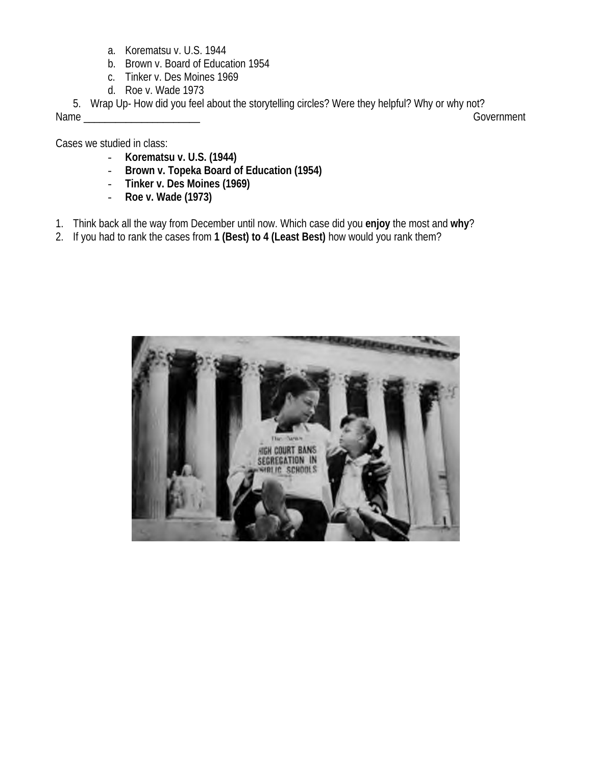a. Korematsu v. U.S. 1944
b. Brown v. Board of Education 1954
c. Tinker v. Des Moines 1969
d. Roe v. Wade 1973

5. Wrap Up- How did you feel about the storytelling circles? Were they helpful? Why or why not?

Name ______________________ Government

Cases we studied in class:

- **Korematsu v. U.S. (1944)**
- **Brown v. Topeka Board of Education (1954)**
- **Tinker v. Des Moines (1969)**
- **Roe v. Wade (1973)**

1. Think back all the way from December until now. Which case did you **enjoy** the most and **why**?
2. If you had to rank the cases from **1 (Best) to 4 (Least Best)** how would you rank them?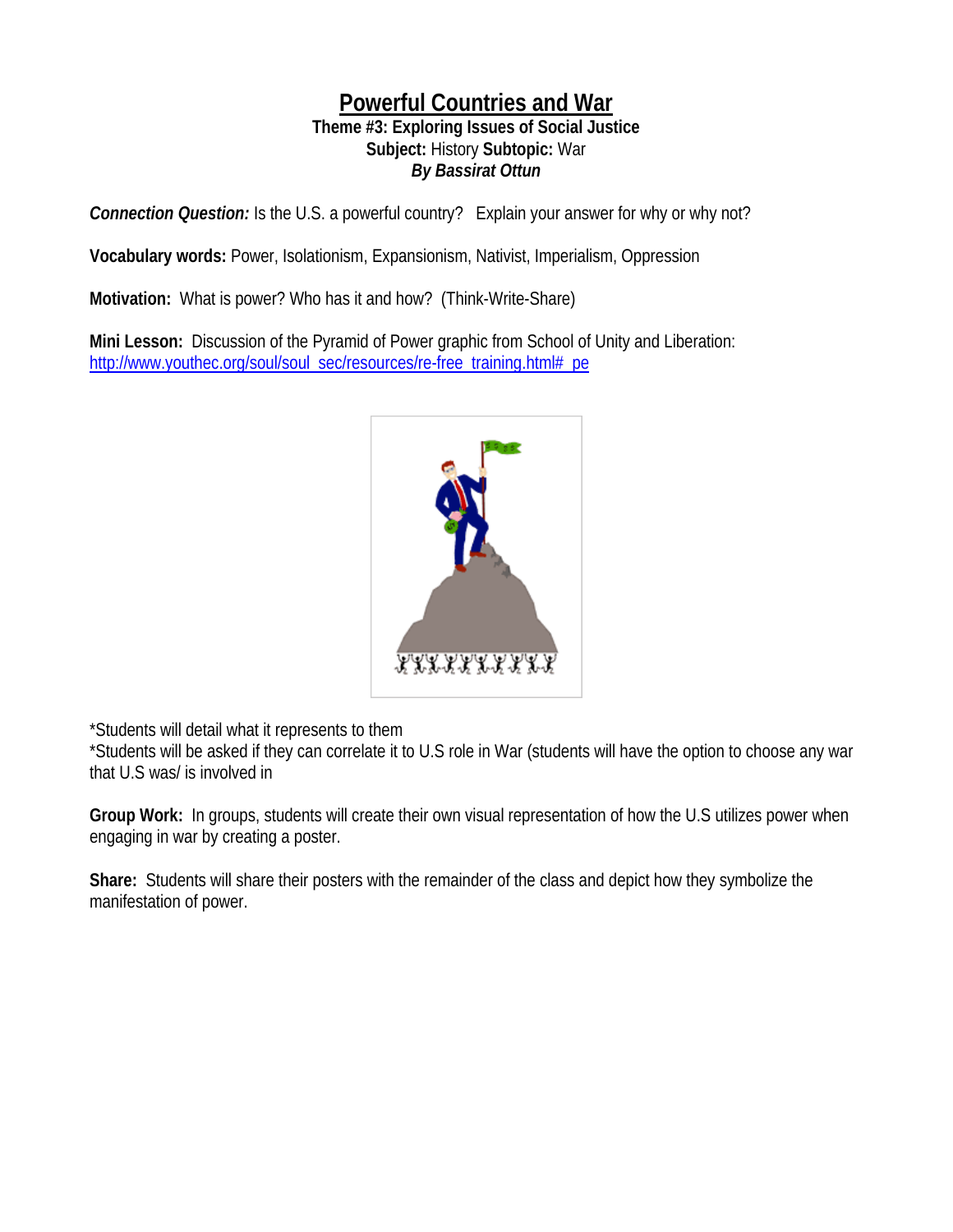# Powerful Countries and War

**Theme #3: Exploring Issues of Social Justice**
**Subject:** History **Subtopic:** War
***By Bassirat Ottun***

***Connection Question:*** Is the U.S. a powerful country? Explain your answer for why or why not?

**Vocabulary words:** Power, Isolationism, Expansionism, Nativist, Imperialism, Oppression

**Motivation:** What is power? Who has it and how? (Think-Write-Share)

**Mini Lesson:** Discussion of the Pyramid of Power graphic from School of Unity and Liberation: http://www.youthec.org/soul/soul_sec/resources/re-free_training.html#_pe

*Students will detail what it represents to them
*Students will be asked if they can correlate it to U.S role in War (students will have the option to choose any war that U.S was/ is involved in

**Group Work:** In groups, students will create their own visual representation of how the U.S utilizes power when engaging in war by creating a poster.

**Share:** Students will share their posters with the remainder of the class and depict how they symbolize the manifestation of power.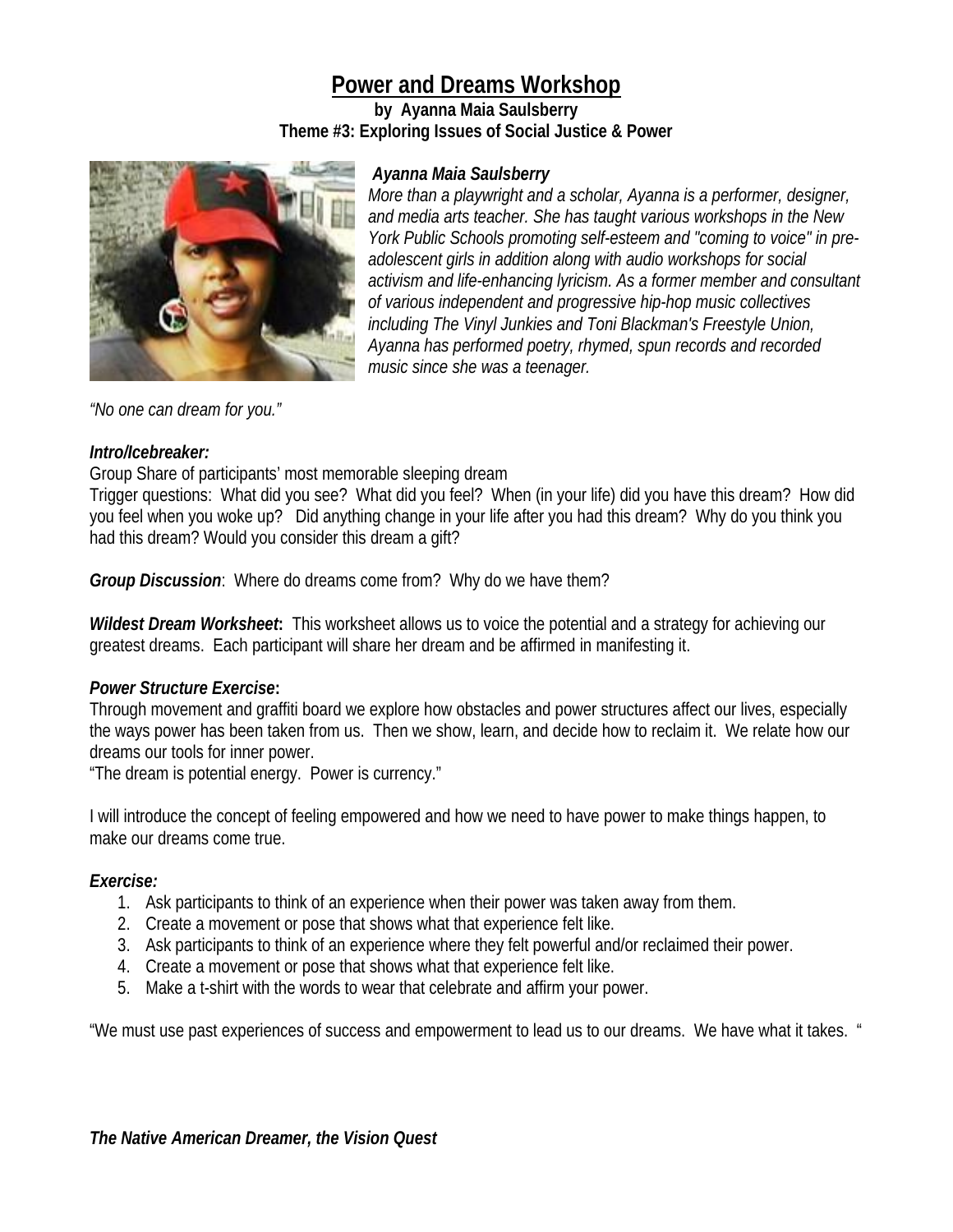# Power and Dreams Workshop

**by Ayanna Maia Saulsberry**
**Theme #3: Exploring Issues of Social Justice & Power**

***Ayanna Maia Saulsberry***

*More than a playwright and a scholar, Ayanna is a performer, designer, and media arts teacher. She has taught various workshops in the New York Public Schools promoting self-esteem and "coming to voice" in pre-adolescent girls in addition along with audio workshops for social activism and life-enhancing lyricism. As a former member and consultant of various independent and progressive hip-hop music collectives including The Vinyl Junkies and Toni Blackman's Freestyle Union, Ayanna has performed poetry, rhymed, spun records and recorded music since she was a teenager.*

*"No one can dream for you."*

***Intro/Icebreaker:***

Group Share of participants' most memorable sleeping dream

Trigger questions: What did you see? What did you feel? When (in your life) did you have this dream? How did you feel when you woke up? Did anything change in your life after you had this dream? Why do you think you had this dream? Would you consider this dream a gift?

***Group Discussion***: Where do dreams come from? Why do we have them?

***Wildest Dream Worksheet*:** This worksheet allows us to voice the potential and a strategy for achieving our greatest dreams. Each participant will share her dream and be affirmed in manifesting it.

***Power Structure Exercise*:**

Through movement and graffiti board we explore how obstacles and power structures affect our lives, especially the ways power has been taken from us. Then we show, learn, and decide how to reclaim it. We relate how our dreams our tools for inner power.

"The dream is potential energy. Power is currency."

I will introduce the concept of feeling empowered and how we need to have power to make things happen, to make our dreams come true.

***Exercise:***

1. Ask participants to think of an experience when their power was taken away from them.
2. Create a movement or pose that shows what that experience felt like.
3. Ask participants to think of an experience where they felt powerful and/or reclaimed their power.
4. Create a movement or pose that shows what that experience felt like.
5. Make a t-shirt with the words to wear that celebrate and affirm your power.

"We must use past experiences of success and empowerment to lead us to our dreams. We have what it takes. "

***The Native American Dreamer, the Vision Quest***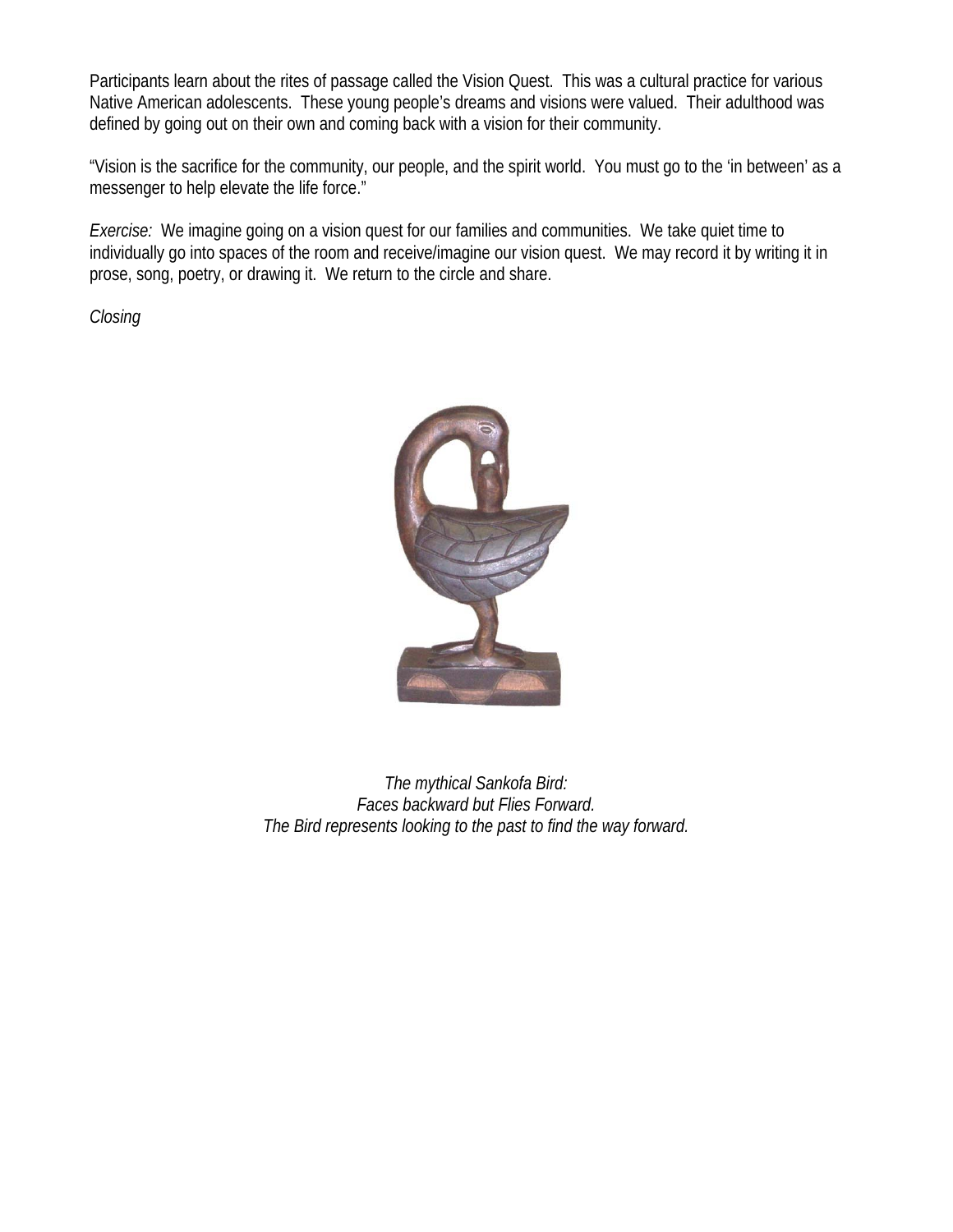Participants learn about the rites of passage called the Vision Quest. This was a cultural practice for various Native American adolescents. These young people's dreams and visions were valued. Their adulthood was defined by going out on their own and coming back with a vision for their community.

"Vision is the sacrifice for the community, our people, and the spirit world. You must go to the 'in between' as a messenger to help elevate the life force."

*Exercise:* We imagine going on a vision quest for our families and communities. We take quiet time to individually go into spaces of the room and receive/imagine our vision quest. We may record it by writing it in prose, song, poetry, or drawing it. We return to the circle and share.

*Closing*

*The mythical Sankofa Bird:*
*Faces backward but Flies Forward.*
*The Bird represents looking to the past to find the way forward.*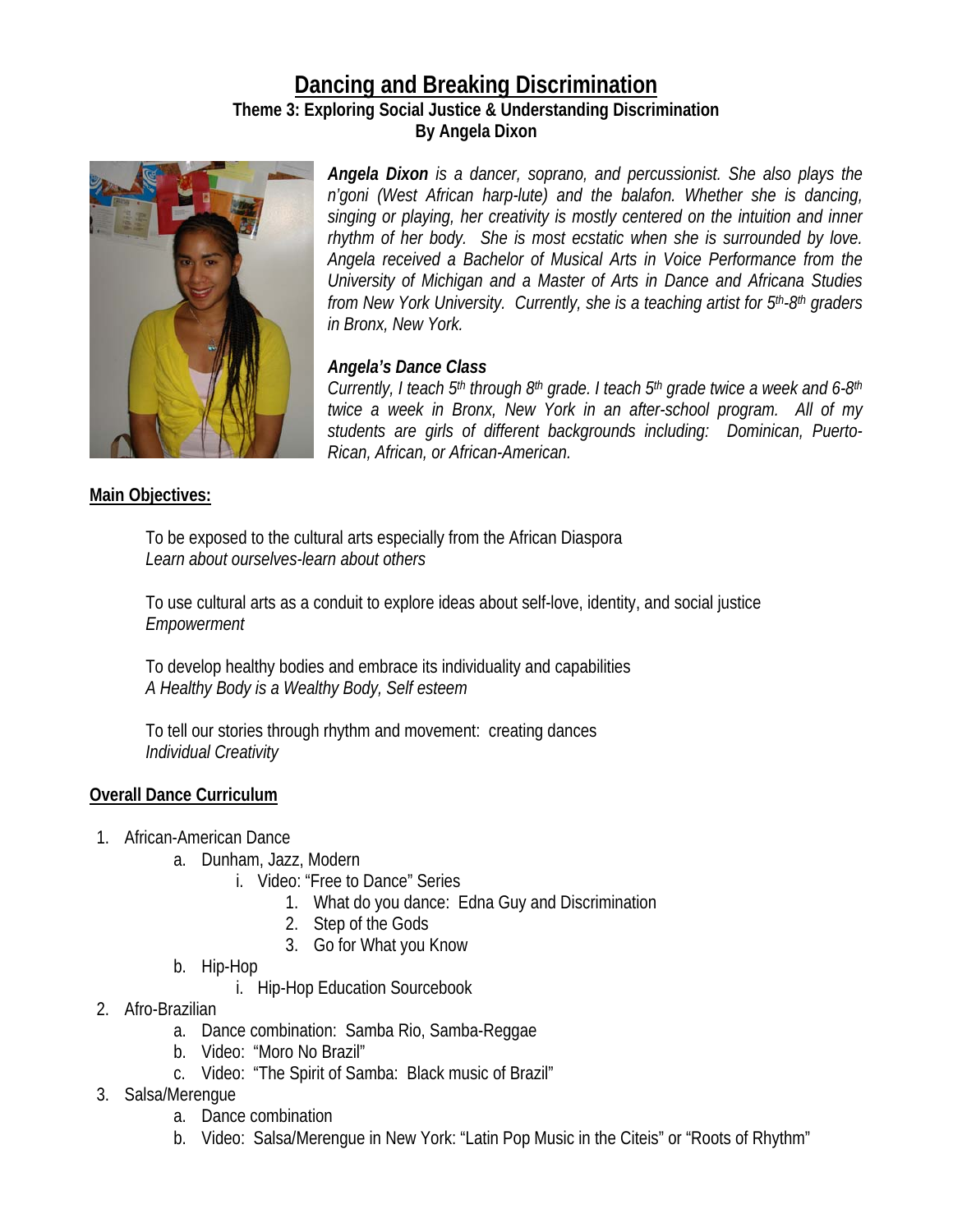# Dancing and Breaking Discrimination

**Theme 3: Exploring Social Justice & Understanding Discrimination**
**By Angela Dixon**

***Angela Dixon** is a dancer, soprano, and percussionist. She also plays the n'goni (West African harp-lute) and the balafon. Whether she is dancing, singing or playing, her creativity is mostly centered on the intuition and inner rhythm of her body. She is most ecstatic when she is surrounded by love. Angela received a Bachelor of Musical Arts in Voice Performance from the University of Michigan and a Master of Arts in Dance and Africana Studies from New York University. Currently, she is a teaching artist for 5th-8th graders in Bronx, New York.*

***Angela's Dance Class***
*Currently, I teach 5th through 8th grade. I teach 5th grade twice a week and 6-8th twice a week in Bronx, New York in an after-school program. All of my students are girls of different backgrounds including: Dominican, Puerto-Rican, African, or African-American.*

**Main Objectives:**

To be exposed to the cultural arts especially from the African Diaspora
*Learn about ourselves-learn about others*

To use cultural arts as a conduit to explore ideas about self-love, identity, and social justice
*Empowerment*

To develop healthy bodies and embrace its individuality and capabilities
*A Healthy Body is a Wealthy Body, Self esteem*

To tell our stories through rhythm and movement: creating dances
*Individual Creativity*

**Overall Dance Curriculum**

1. African-American Dance
   a. Dunham, Jazz, Modern
      i. Video: "Free to Dance" Series
         1. What do you dance: Edna Guy and Discrimination
         2. Step of the Gods
         3. Go for What you Know
   b. Hip-Hop
      i. Hip-Hop Education Sourcebook
2. Afro-Brazilian
   a. Dance combination: Samba Rio, Samba-Reggae
   b. Video: "Moro No Brazil"
   c. Video: "The Spirit of Samba: Black music of Brazil"
3. Salsa/Merengue
   a. Dance combination
   b. Video: Salsa/Merengue in New York: "Latin Pop Music in the Citeis" or "Roots of Rhythm"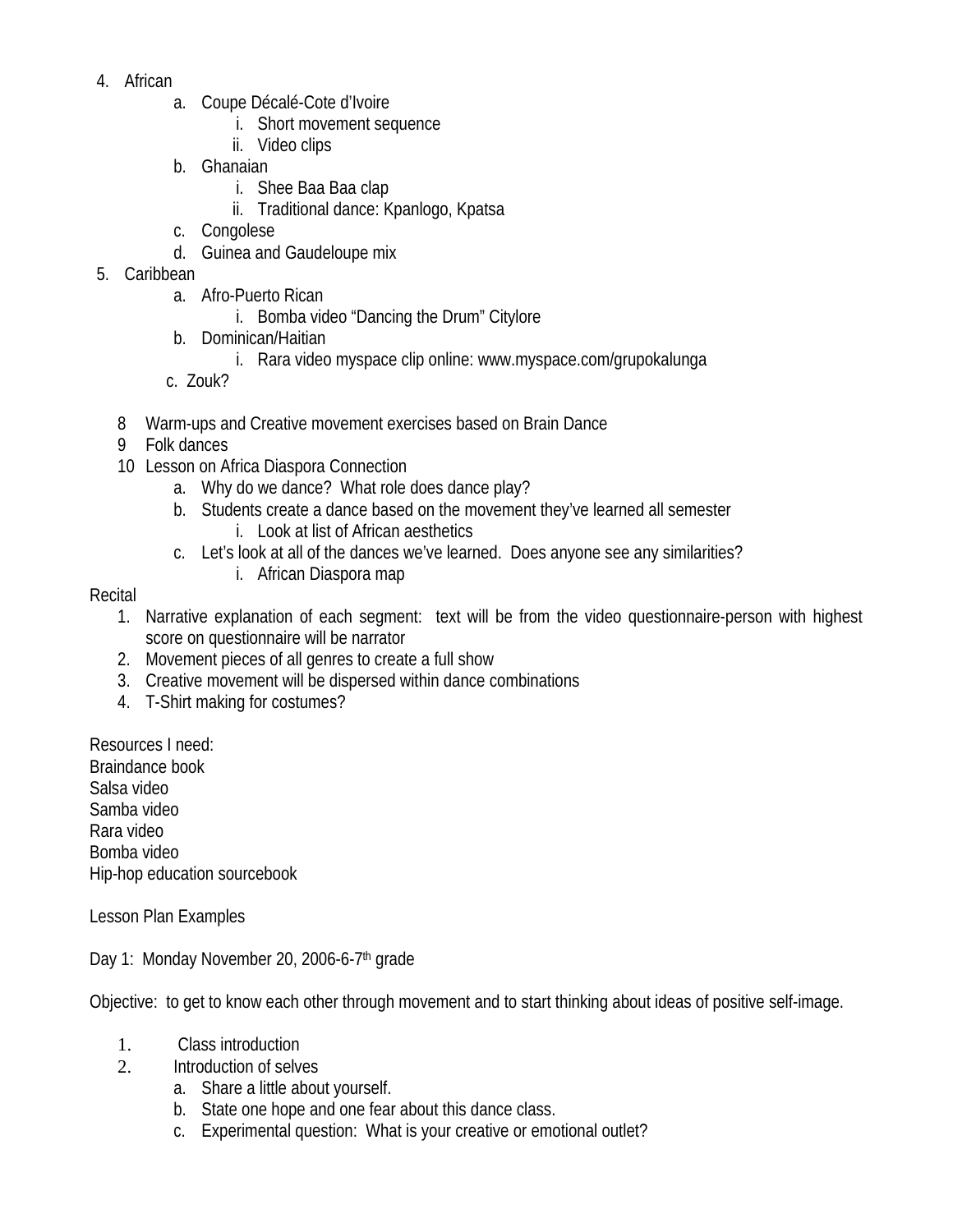4. African
    a. Coupe Décalé-Cote d'Ivoire
        i. Short movement sequence
        ii. Video clips
    b. Ghanaian
        i. Shee Baa Baa clap
        ii. Traditional dance: Kpanlogo, Kpatsa
    c. Congolese
    d. Guinea and Gaudeloupe mix
5. Caribbean
    a. Afro-Puerto Rican
        i. Bomba video "Dancing the Drum" Citylore
    b. Dominican/Haitian
        i. Rara video myspace clip online: www.myspace.com/grupokalunga
    c. Zouk?

8 Warm-ups and Creative movement exercises based on Brain Dance
9 Folk dances
10 Lesson on Africa Diaspora Connection
    a. Why do we dance? What role does dance play?
    b. Students create a dance based on the movement they've learned all semester
        i. Look at list of African aesthetics
    c. Let's look at all of the dances we've learned. Does anyone see any similarities?
        i. African Diaspora map

Recital
1. Narrative explanation of each segment: text will be from the video questionnaire-person with highest score on questionnaire will be narrator
2. Movement pieces of all genres to create a full show
3. Creative movement will be dispersed within dance combinations
4. T-Shirt making for costumes?

Resources I need:
Braindance book
Salsa video
Samba video
Rara video
Bomba video
Hip-hop education sourcebook

Lesson Plan Examples

Day 1: Monday November 20, 2006-6-7th grade

Objective: to get to know each other through movement and to start thinking about ideas of positive self-image.

1. Class introduction
2. Introduction of selves
    a. Share a little about yourself.
    b. State one hope and one fear about this dance class.
    c. Experimental question: What is your creative or emotional outlet?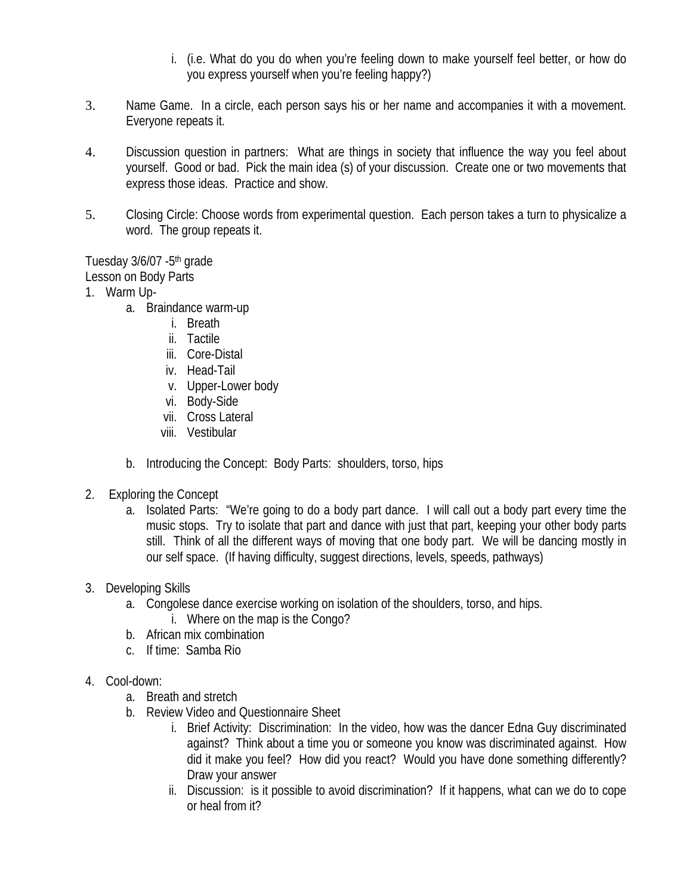i. (i.e. What do you do when you're feeling down to make yourself feel better, or how do you express yourself when you're feeling happy?)

3. Name Game. In a circle, each person says his or her name and accompanies it with a movement. Everyone repeats it.

4. Discussion question in partners: What are things in society that influence the way you feel about yourself. Good or bad. Pick the main idea (s) of your discussion. Create one or two movements that express those ideas. Practice and show.

5. Closing Circle: Choose words from experimental question. Each person takes a turn to physicalize a word. The group repeats it.

Tuesday 3/6/07 -5th grade
Lesson on Body Parts

1. Warm Up-
   a. Braindance warm-up
      i. Breath
      ii. Tactile
      iii. Core-Distal
      iv. Head-Tail
      v. Upper-Lower body
      vi. Body-Side
      vii. Cross Lateral
      viii. Vestibular

   b. Introducing the Concept: Body Parts: shoulders, torso, hips

2. Exploring the Concept
   a. Isolated Parts: "We're going to do a body part dance. I will call out a body part every time the music stops. Try to isolate that part and dance with just that part, keeping your other body parts still. Think of all the different ways of moving that one body part. We will be dancing mostly in our self space. (If having difficulty, suggest directions, levels, speeds, pathways)

3. Developing Skills
   a. Congolese dance exercise working on isolation of the shoulders, torso, and hips.
      i. Where on the map is the Congo?
   b. African mix combination
   c. If time: Samba Rio

4. Cool-down:
   a. Breath and stretch
   b. Review Video and Questionnaire Sheet
      i. Brief Activity: Discrimination: In the video, how was the dancer Edna Guy discriminated against? Think about a time you or someone you know was discriminated against. How did it make you feel? How did you react? Would you have done something differently? Draw your answer
      ii. Discussion: is it possible to avoid discrimination? If it happens, what can we do to cope or heal from it?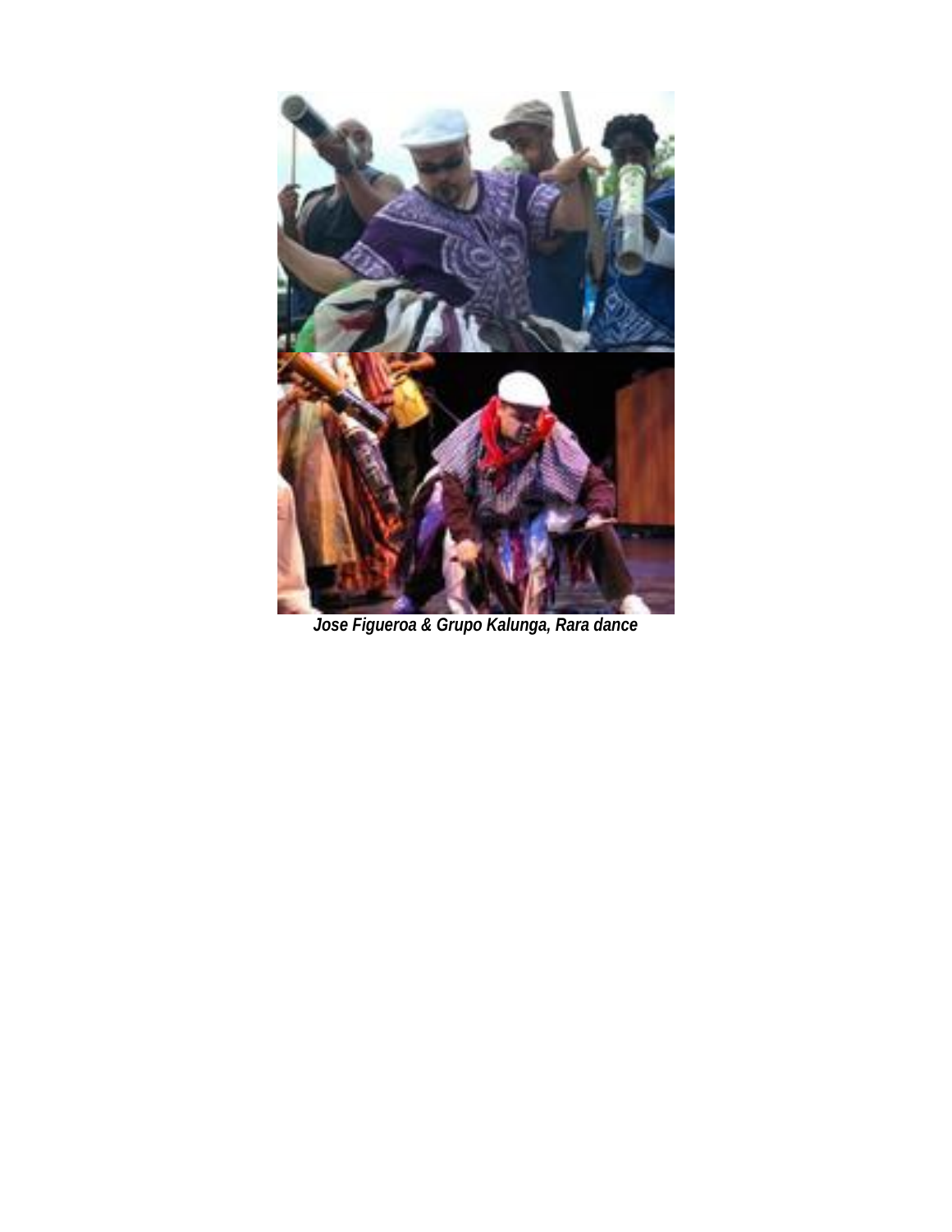***Jose Figueroa & Grupo Kalunga, Rara dance***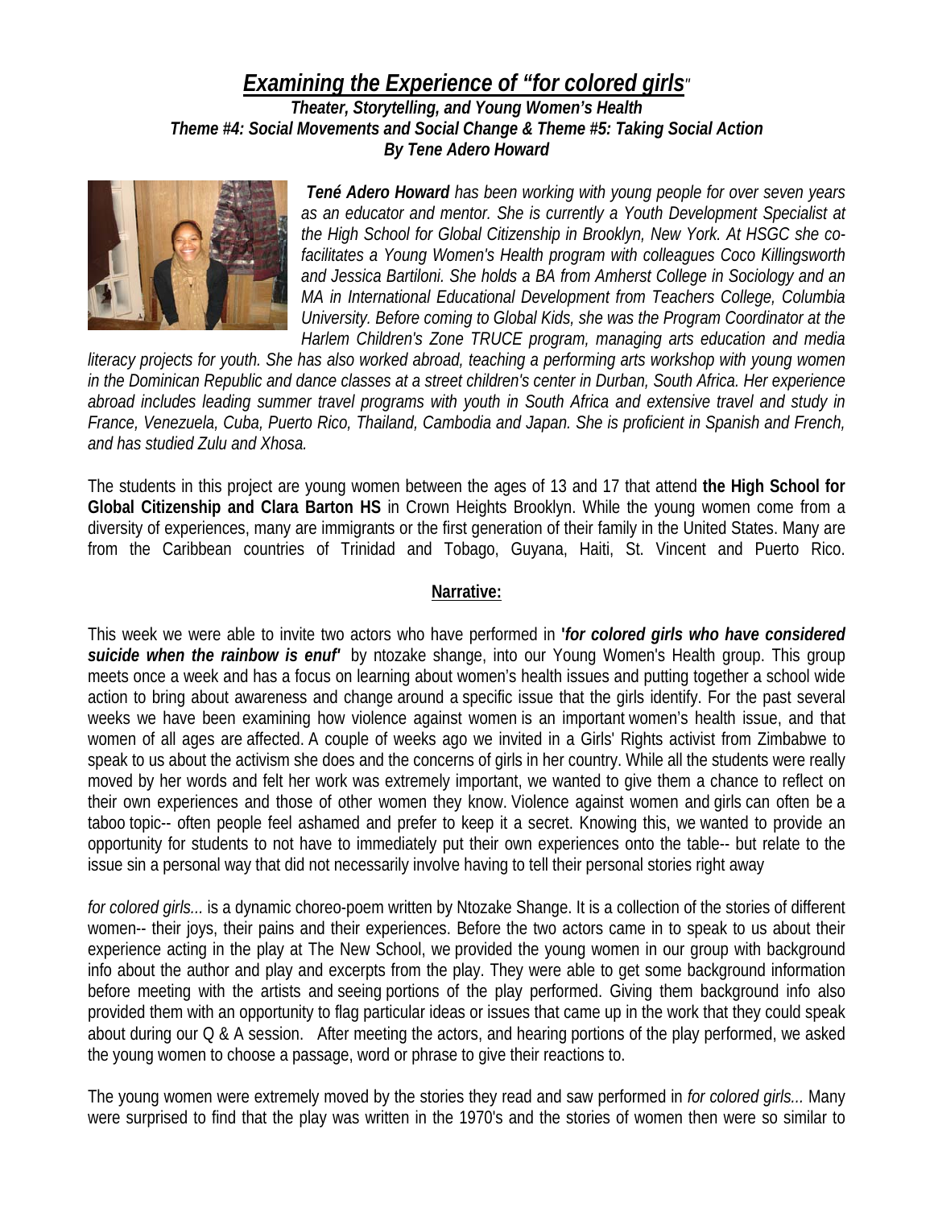# *Examining the Experience of "for colored girls"*

***Theater, Storytelling, and Young Women's Health***

***Theme #4: Social Movements and Social Change & Theme #5: Taking Social Action***

***By Tene Adero Howard***

***Tené Adero Howard*** *has been working with young people for over seven years as an educator and mentor. She is currently a Youth Development Specialist at the High School for Global Citizenship in Brooklyn, New York. At HSGC she co-facilitates a Young Women's Health program with colleagues Coco Killingsworth and Jessica Bartiloni. She holds a BA from Amherst College in Sociology and an MA in International Educational Development from Teachers College, Columbia University. Before coming to Global Kids, she was the Program Coordinator at the Harlem Children's Zone TRUCE program, managing arts education and media literacy projects for youth. She has also worked abroad, teaching a performing arts workshop with young women in the Dominican Republic and dance classes at a street children's center in Durban, South Africa. Her experience abroad includes leading summer travel programs with youth in South Africa and extensive travel and study in France, Venezuela, Cuba, Puerto Rico, Thailand, Cambodia and Japan. She is proficient in Spanish and French, and has studied Zulu and Xhosa.*

The students in this project are young women between the ages of 13 and 17 that attend **the High School for Global Citizenship and Clara Barton HS** in Crown Heights Brooklyn. While the young women come from a diversity of experiences, many are immigrants or the first generation of their family in the United States. Many are from the Caribbean countries of Trinidad and Tobago, Guyana, Haiti, St. Vincent and Puerto Rico.

## Narrative:

This week we were able to invite two actors who have performed in ***'for colored girls who have considered suicide when the rainbow is enuf'*** by ntozake shange, into our Young Women's Health group. This group meets once a week and has a focus on learning about women's health issues and putting together a school wide action to bring about awareness and change around a specific issue that the girls identify. For the past several weeks we have been examining how violence against women is an important women's health issue, and that women of all ages are affected. A couple of weeks ago we invited in a Girls' Rights activist from Zimbabwe to speak to us about the activism she does and the concerns of girls in her country. While all the students were really moved by her words and felt her work was extremely important, we wanted to give them a chance to reflect on their own experiences and those of other women they know. Violence against women and girls can often be a taboo topic-- often people feel ashamed and prefer to keep it a secret. Knowing this, we wanted to provide an opportunity for students to not have to immediately put their own experiences onto the table-- but relate to the issue sin a personal way that did not necessarily involve having to tell their personal stories right away

*for colored girls...* is a dynamic choreo-poem written by Ntozake Shange. It is a collection of the stories of different women-- their joys, their pains and their experiences. Before the two actors came in to speak to us about their experience acting in the play at The New School, we provided the young women in our group with background info about the author and play and excerpts from the play. They were able to get some background information before meeting with the artists and seeing portions of the play performed. Giving them background info also provided them with an opportunity to flag particular ideas or issues that came up in the work that they could speak about during our Q & A session. After meeting the actors, and hearing portions of the play performed, we asked the young women to choose a passage, word or phrase to give their reactions to.

The young women were extremely moved by the stories they read and saw performed in *for colored girls...* Many were surprised to find that the play was written in the 1970's and the stories of women then were so similar to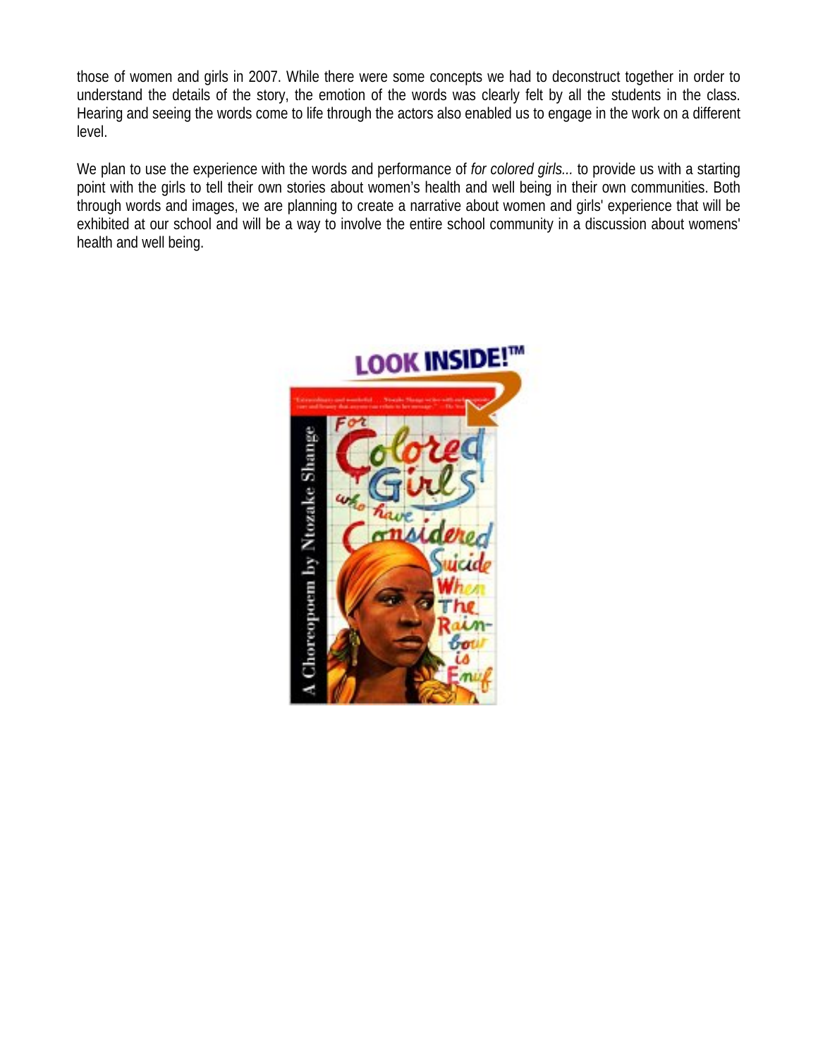those of women and girls in 2007. While there were some concepts we had to deconstruct together in order to understand the details of the story, the emotion of the words was clearly felt by all the students in the class. Hearing and seeing the words come to life through the actors also enabled us to engage in the work on a different level.

We plan to use the experience with the words and performance of *for colored girls...* to provide us with a starting point with the girls to tell their own stories about women's health and well being in their own communities. Both through words and images, we are planning to create a narrative about women and girls' experience that will be exhibited at our school and will be a way to involve the entire school community in a discussion about womens' health and well being.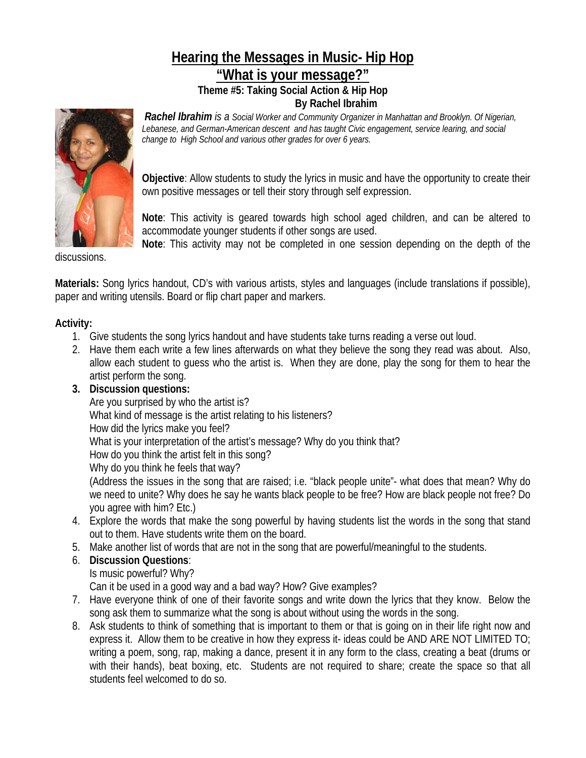# Hearing the Messages in Music- Hip Hop

## "What is your message?"

### Theme #5: Taking Social Action & Hip Hop

**By Rachel Ibrahim**

***Rachel Ibrahim** is a Social Worker and Community Organizer in Manhattan and Brooklyn. Of Nigerian, Lebanese, and German-American descent and has taught Civic engagement, service learing, and social change to High School and various other grades for over 6 years.*

**Objective**: Allow students to study the lyrics in music and have the opportunity to create their own positive messages or tell their story through self expression.

**Note**: This activity is geared towards high school aged children, and can be altered to accommodate younger students if other songs are used.

**Note**: This activity may not be completed in one session depending on the depth of the discussions.

**Materials:** Song lyrics handout, CD's with various artists, styles and languages (include translations if possible), paper and writing utensils. Board or flip chart paper and markers.

**Activity:**

1. Give students the song lyrics handout and have students take turns reading a verse out loud.
2. Have them each write a few lines afterwards on what they believe the song they read was about. Also, allow each student to guess who the artist is. When they are done, play the song for them to hear the artist perform the song.
3. **Discussion questions:**
   Are you surprised by who the artist is?
   What kind of message is the artist relating to his listeners?
   How did the lyrics make you feel?
   What is your interpretation of the artist's message? Why do you think that?
   How do you think the artist felt in this song?
   Why do you think he feels that way?
   (Address the issues in the song that are raised; i.e. "black people unite"- what does that mean? Why do we need to unite? Why does he say he wants black people to be free? How are black people not free? Do you agree with him? Etc.)
4. Explore the words that make the song powerful by having students list the words in the song that stand out to them. Have students write them on the board.
5. Make another list of words that are not in the song that are powerful/meaningful to the students.
6. **Discussion Questions**:
   Is music powerful? Why?
   Can it be used in a good way and a bad way? How? Give examples?
7. Have everyone think of one of their favorite songs and write down the lyrics that they know. Below the song ask them to summarize what the song is about without using the words in the song.
8. Ask students to think of something that is important to them or that is going on in their life right now and express it. Allow them to be creative in how they express it- ideas could be AND ARE NOT LIMITED TO; writing a poem, song, rap, making a dance, present it in any form to the class, creating a beat (drums or with their hands), beat boxing, etc. Students are not required to share; create the space so that all students feel welcomed to do so.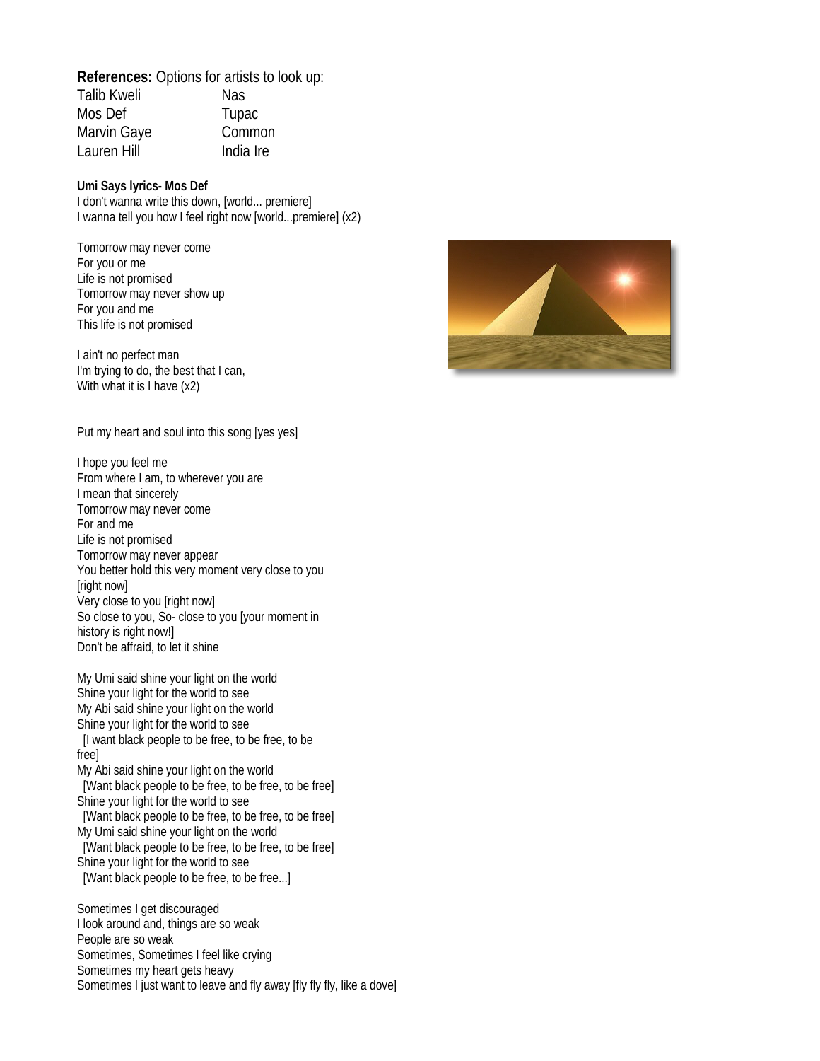**References:** Options for artists to look up:

| | |
|---|---|
| Talib Kweli | Nas |
| Mos Def | Tupac |
| Marvin Gaye | Common |
| Lauren Hill | India Ire |

**Umi Says lyrics- Mos Def**

I don't wanna write this down, [world... premiere]
I wanna tell you how I feel right now [world...premiere] (x2)

Tomorrow may never come
For you or me
Life is not promised
Tomorrow may never show up
For you and me
This life is not promised

I ain't no perfect man
I'm trying to do, the best that I can,
With what it is I have (x2)

Put my heart and soul into this song [yes yes]

I hope you feel me
From where I am, to wherever you are
I mean that sincerely
Tomorrow may never come
For and me
Life is not promised
Tomorrow may never appear
You better hold this very moment very close to you [right now]
Very close to you [right now]
So close to you, So- close to you [your moment in history is right now!]
Don't be affraid, to let it shine

My Umi said shine your light on the world
Shine your light for the world to see
My Abi said shine your light on the world
Shine your light for the world to see
[I want black people to be free, to be free, to be free]
My Abi said shine your light on the world
[Want black people to be free, to be free, to be free]
Shine your light for the world to see
[Want black people to be free, to be free, to be free]
My Umi said shine your light on the world
[Want black people to be free, to be free, to be free]
Shine your light for the world to see
[Want black people to be free, to be free...]

Sometimes I get discouraged
I look around and, things are so weak
People are so weak
Sometimes, Sometimes I feel like crying
Sometimes my heart gets heavy
Sometimes I just want to leave and fly away [fly fly fly, like a dove]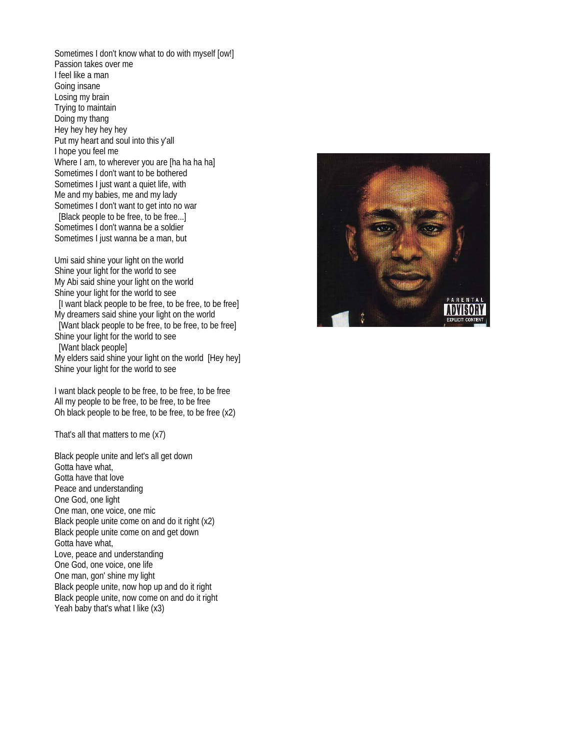Sometimes I don't know what to do with myself [ow!]
Passion takes over me
I feel like a man
Going insane
Losing my brain
Trying to maintain
Doing my thang
Hey hey hey hey hey
Put my heart and soul into this y'all
I hope you feel me
Where I am, to wherever you are [ha ha ha ha]
Sometimes I don't want to be bothered
Sometimes I just want a quiet life, with
Me and my babies, me and my lady
Sometimes I don't want to get into no war
[Black people to be free, to be free...]
Sometimes I don't wanna be a soldier
Sometimes I just wanna be a man, but

Umi said shine your light on the world
Shine your light for the world to see
My Abi said shine your light on the world
Shine your light for the world to see
[I want black people to be free, to be free, to be free]
My dreamers said shine your light on the world
[Want black people to be free, to be free, to be free]
Shine your light for the world to see
[Want black people]
My elders said shine your light on the world [Hey hey]
Shine your light for the world to see

I want black people to be free, to be free, to be free
All my people to be free, to be free, to be free
Oh black people to be free, to be free, to be free (x2)

That's all that matters to me (x7)

Black people unite and let's all get down
Gotta have what,
Gotta have that love
Peace and understanding
One God, one light
One man, one voice, one mic
Black people unite come on and do it right (x2)
Black people unite come on and get down
Gotta have what,
Love, peace and understanding
One God, one voice, one life
One man, gon' shine my light
Black people unite, now hop up and do it right
Black people unite, now come on and do it right
Yeah baby that's what I like (x3)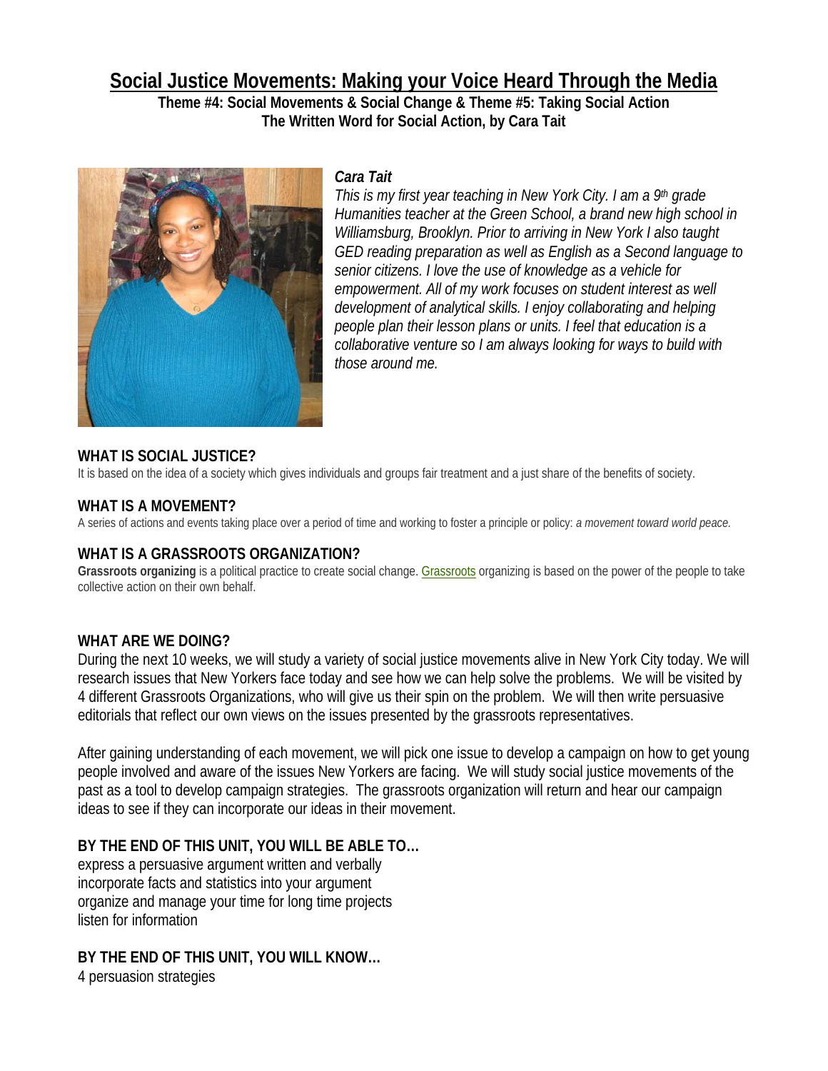# Social Justice Movements: Making your Voice Heard Through the Media

**Theme #4: Social Movements & Social Change & Theme #5: Taking Social Action**
**The Written Word for Social Action, by Cara Tait**

***Cara Tait***

*This is my first year teaching in New York City. I am a 9th grade Humanities teacher at the Green School, a brand new high school in Williamsburg, Brooklyn. Prior to arriving in New York I also taught GED reading preparation as well as English as a Second language to senior citizens. I love the use of knowledge as a vehicle for empowerment. All of my work focuses on student interest as well development of analytical skills. I enjoy collaborating and helping people plan their lesson plans or units. I feel that education is a collaborative venture so I am always looking for ways to build with those around me.*

### WHAT IS SOCIAL JUSTICE?

It is based on the idea of a society which gives individuals and groups fair treatment and a just share of the benefits of society.

### WHAT IS A MOVEMENT?

A series of actions and events taking place over a period of time and working to foster a principle or policy: *a movement toward world peace.*

### WHAT IS A GRASSROOTS ORGANIZATION?

**Grassroots organizing** is a political practice to create social change. Grassroots organizing is based on the power of the people to take collective action on their own behalf.

### WHAT ARE WE DOING?

During the next 10 weeks, we will study a variety of social justice movements alive in New York City today. We will research issues that New Yorkers face today and see how we can help solve the problems. We will be visited by 4 different Grassroots Organizations, who will give us their spin on the problem. We will then write persuasive editorials that reflect our own views on the issues presented by the grassroots representatives.

After gaining understanding of each movement, we will pick one issue to develop a campaign on how to get young people involved and aware of the issues New Yorkers are facing. We will study social justice movements of the past as a tool to develop campaign strategies. The grassroots organization will return and hear our campaign ideas to see if they can incorporate our ideas in their movement.

### BY THE END OF THIS UNIT, YOU WILL BE ABLE TO…

express a persuasive argument written and verbally
incorporate facts and statistics into your argument
organize and manage your time for long time projects
listen for information

### BY THE END OF THIS UNIT, YOU WILL KNOW…

4 persuasion strategies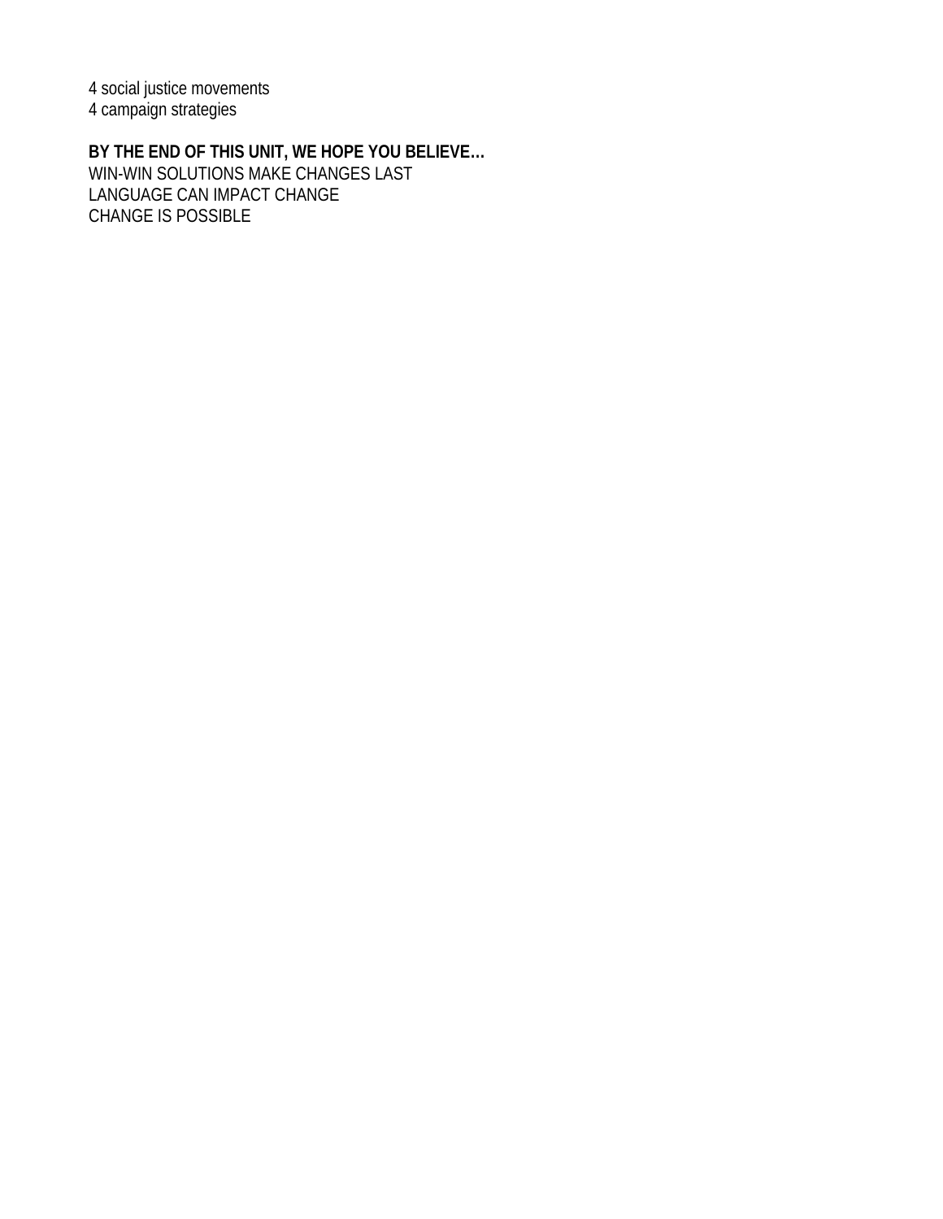4 social justice movements
4 campaign strategies

**BY THE END OF THIS UNIT, WE HOPE YOU BELIEVE…**
WIN-WIN SOLUTIONS MAKE CHANGES LAST
LANGUAGE CAN IMPACT CHANGE
CHANGE IS POSSIBLE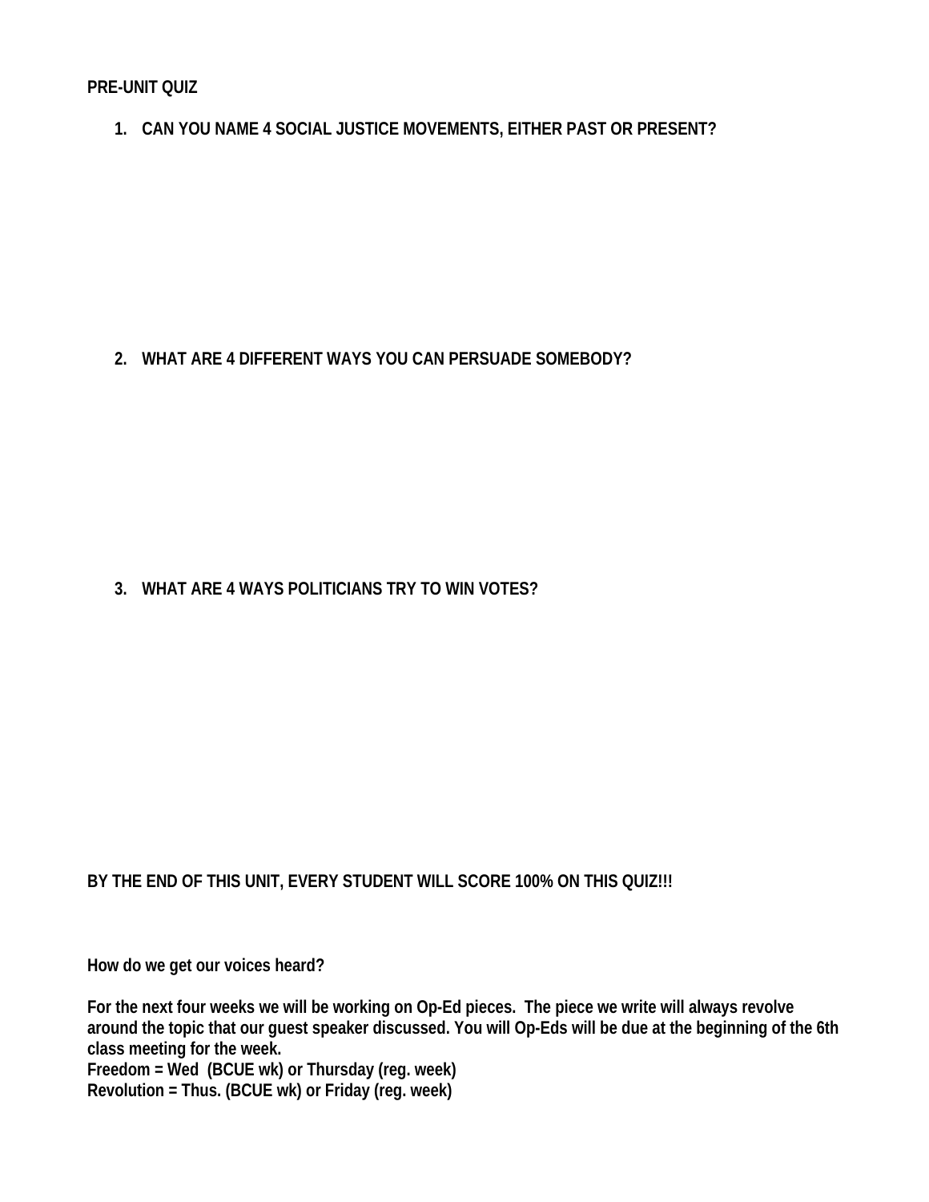**PRE-UNIT QUIZ**

1. **CAN YOU NAME 4 SOCIAL JUSTICE MOVEMENTS, EITHER PAST OR PRESENT?**

2. **WHAT ARE 4 DIFFERENT WAYS YOU CAN PERSUADE SOMEBODY?**

3. **WHAT ARE 4 WAYS POLITICIANS TRY TO WIN VOTES?**

**BY THE END OF THIS UNIT, EVERY STUDENT WILL SCORE 100% ON THIS QUIZ!!!**

**How do we get our voices heard?**

**For the next four weeks we will be working on Op-Ed pieces. The piece we write will always revolve around the topic that our guest speaker discussed. You will Op-Eds will be due at the beginning of the 6th class meeting for the week.**
**Freedom = Wed (BCUE wk) or Thursday (reg. week)**
**Revolution = Thus. (BCUE wk) or Friday (reg. week)**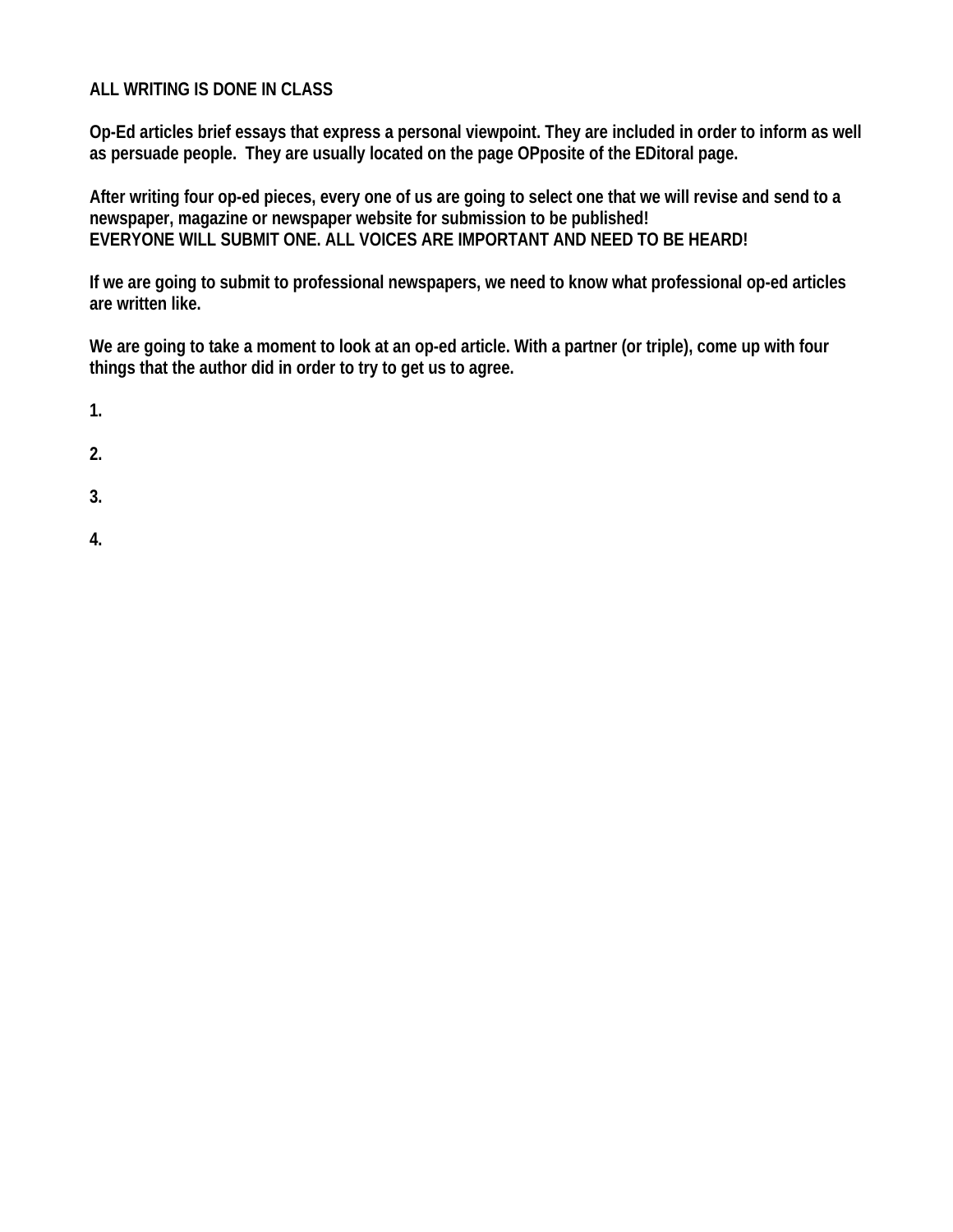**ALL WRITING IS DONE IN CLASS**

**Op-Ed articles brief essays that express a personal viewpoint. They are included in order to inform as well as persuade people. They are usually located on the page OPposite of the EDitoral page.**

**After writing four op-ed pieces, every one of us are going to select one that we will revise and send to a newspaper, magazine or newspaper website for submission to be published!**
**EVERYONE WILL SUBMIT ONE. ALL VOICES ARE IMPORTANT AND NEED TO BE HEARD!**

**If we are going to submit to professional newspapers, we need to know what professional op-ed articles are written like.**

**We are going to take a moment to look at an op-ed article. With a partner (or triple), come up with four things that the author did in order to try to get us to agree.**

**1.**

**2.**

**3.**

**4.**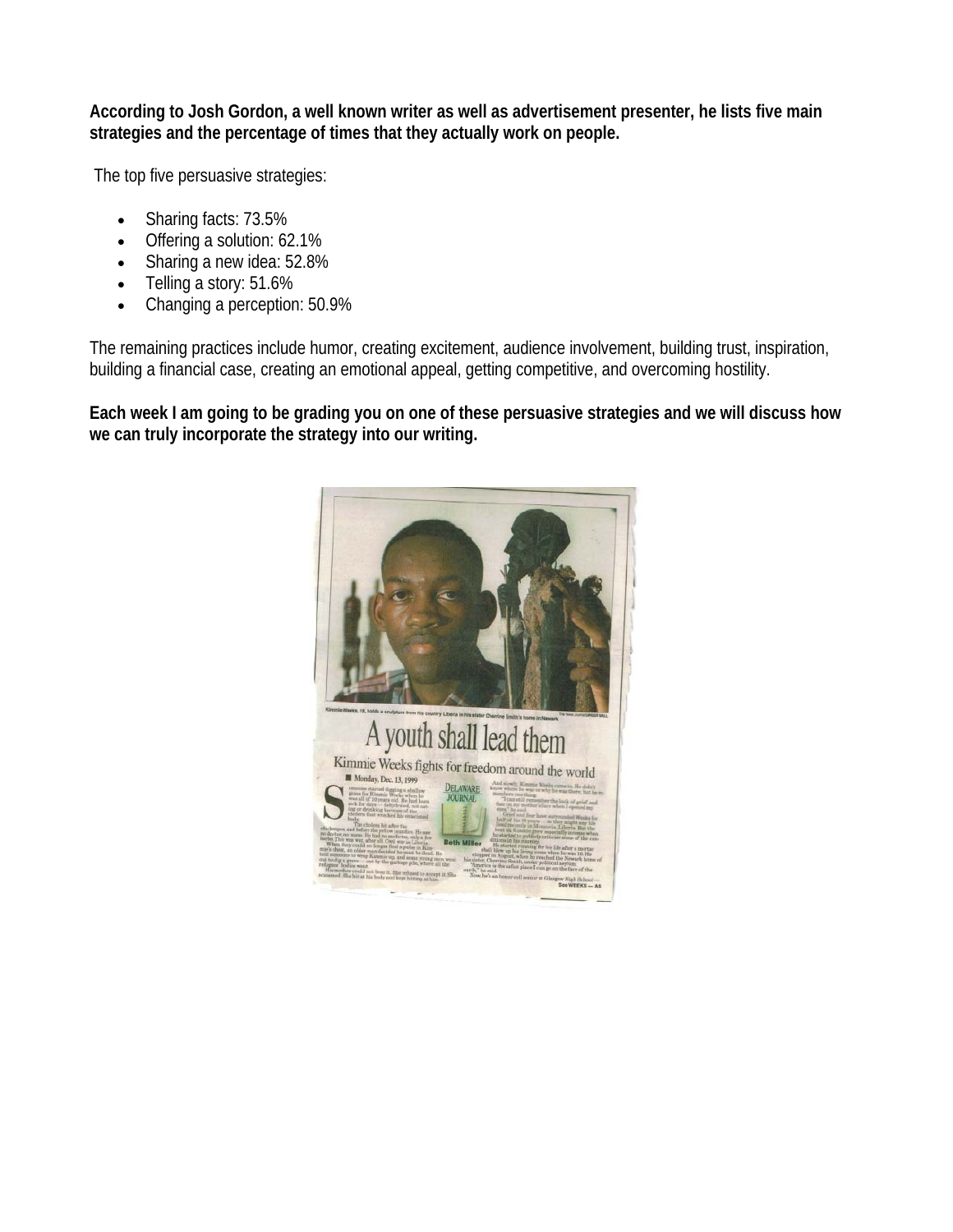**According to Josh Gordon, a well known writer as well as advertisement presenter, he lists five main strategies and the percentage of times that they actually work on people.**

The top five persuasive strategies:

- Sharing facts: 73.5%
- Offering a solution: 62.1%
- Sharing a new idea: 52.8%
- Telling a story: 51.6%
- Changing a perception: 50.9%

The remaining practices include humor, creating excitement, audience involvement, building trust, inspiration, building a financial case, creating an emotional appeal, getting competitive, and overcoming hostility.

**Each week I am going to be grading you on one of these persuasive strategies and we will discuss how we can truly incorporate the strategy into our writing.**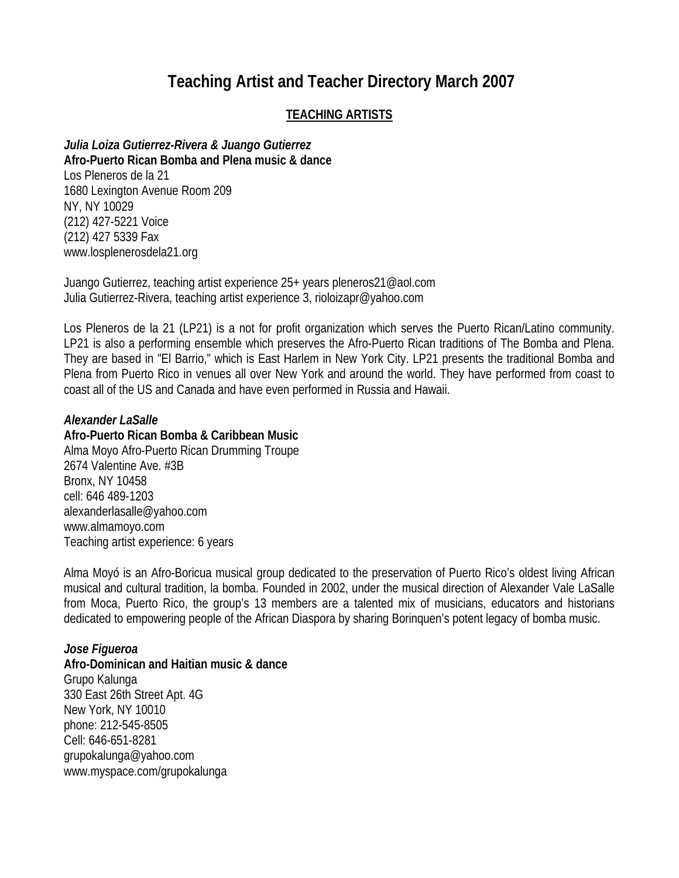# Teaching Artist and Teacher Directory March 2007

## TEACHING ARTISTS

***Julia Loiza Gutierrez-Rivera & Juango Gutierrez***
**Afro-Puerto Rican Bomba and Plena music & dance**
Los Pleneros de la 21
1680 Lexington Avenue Room 209
NY, NY 10029
(212) 427-5221 Voice
(212) 427 5339 Fax
www.lospleneros dela21.org

Juango Gutierrez, teaching artist experience 25+ years pleneros21@aol.com
Julia Gutierrez-Rivera, teaching artist experience 3, rioloizapr@yahoo.com

Los Pleneros de la 21 (LP21) is a not for profit organization which serves the Puerto Rican/Latino community. LP21 is also a performing ensemble which preserves the Afro-Puerto Rican traditions of The Bomba and Plena. They are based in "El Barrio," which is East Harlem in New York City. LP21 presents the traditional Bomba and Plena from Puerto Rico in venues all over New York and around the world. They have performed from coast to coast all of the US and Canada and have even performed in Russia and Hawaii.

***Alexander LaSalle***
**Afro-Puerto Rican Bomba & Caribbean Music**
Alma Moyo Afro-Puerto Rican Drumming Troupe
2674 Valentine Ave. #3B
Bronx, NY 10458
cell: 646 489-1203
alexanderlasalle@yahoo.com
www.almamoyo.com
Teaching artist experience: 6 years

Alma Moyó is an Afro-Boricua musical group dedicated to the preservation of Puerto Rico's oldest living African musical and cultural tradition, la bomba. Founded in 2002, under the musical direction of Alexander Vale LaSalle from Moca, Puerto Rico, the group's 13 members are a talented mix of musicians, educators and historians dedicated to empowering people of the African Diaspora by sharing Borinquen's potent legacy of bomba music.

***Jose Figueroa***
**Afro-Dominican and Haitian music & dance**
Grupo Kalunga
330 East 26th Street Apt. 4G
New York, NY 10010
phone: 212-545-8505
Cell: 646-651-8281
grupokalunga@yahoo.com
www.myspace.com/grupokalunga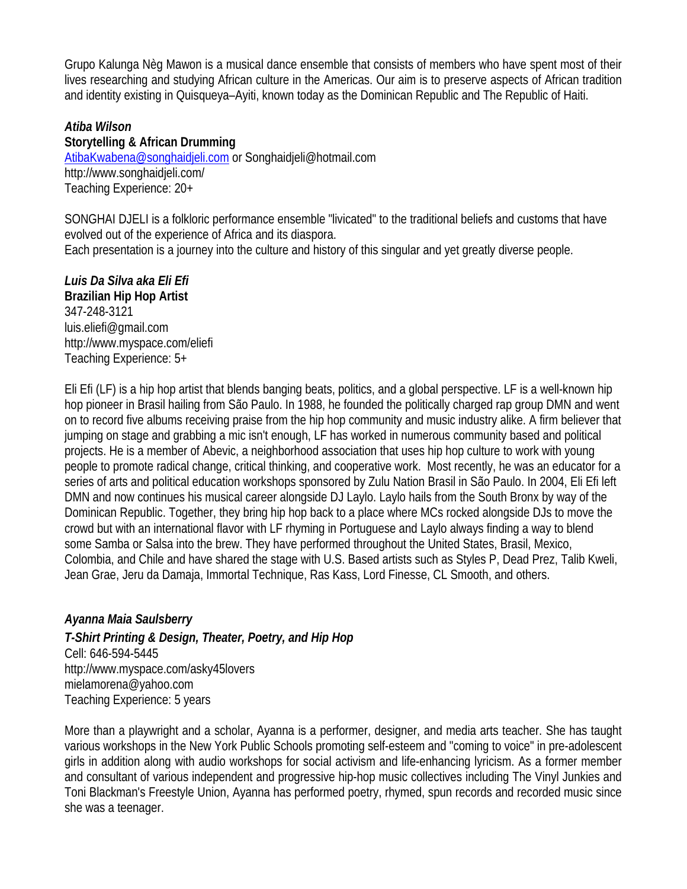Grupo Kalunga Nèg Mawon is a musical dance ensemble that consists of members who have spent most of their lives researching and studying African culture in the Americas. Our aim is to preserve aspects of African tradition and identity existing in Quisqueya–Ayiti, known today as the Dominican Republic and The Republic of Haiti.

***Atiba Wilson***
**Storytelling & African Drumming**
AtibaKwabena@songhaidjeli.com or Songhaidjeli@hotmail.com
http://www.songhaidjeli.com/
Teaching Experience: 20+

SONGHAI DJELI is a folkloric performance ensemble "livicated" to the traditional beliefs and customs that have evolved out of the experience of Africa and its diaspora.
Each presentation is a journey into the culture and history of this singular and yet greatly diverse people.

***Luis Da Silva aka Eli Efi***
**Brazilian Hip Hop Artist**
347-248-3121
luis.eliefi@gmail.com
http://www.myspace.com/eliefi
Teaching Experience: 5+

Eli Efi (LF) is a hip hop artist that blends banging beats, politics, and a global perspective. LF is a well-known hip hop pioneer in Brasil hailing from São Paulo. In 1988, he founded the politically charged rap group DMN and went on to record five albums receiving praise from the hip hop community and music industry alike. A firm believer that jumping on stage and grabbing a mic isn't enough, LF has worked in numerous community based and political projects. He is a member of Abevic, a neighborhood association that uses hip hop culture to work with young people to promote radical change, critical thinking, and cooperative work. Most recently, he was an educator for a series of arts and political education workshops sponsored by Zulu Nation Brasil in São Paulo. In 2004, Eli Efi left DMN and now continues his musical career alongside DJ Laylo. Laylo hails from the South Bronx by way of the Dominican Republic. Together, they bring hip hop back to a place where MCs rocked alongside DJs to move the crowd but with an international flavor with LF rhyming in Portuguese and Laylo always finding a way to blend some Samba or Salsa into the brew. They have performed throughout the United States, Brasil, Mexico, Colombia, and Chile and have shared the stage with U.S. Based artists such as Styles P, Dead Prez, Talib Kweli, Jean Grae, Jeru da Damaja, Immortal Technique, Ras Kass, Lord Finesse, CL Smooth, and others.

***Ayanna Maia Saulsberry***
***T-Shirt Printing & Design, Theater, Poetry, and Hip Hop***
Cell: 646-594-5445
http://www.myspace.com/asky45lovers
mielamorena@yahoo.com
Teaching Experience: 5 years

More than a playwright and a scholar, Ayanna is a performer, designer, and media arts teacher. She has taught various workshops in the New York Public Schools promoting self-esteem and "coming to voice" in pre-adolescent girls in addition along with audio workshops for social activism and life-enhancing lyricism. As a former member and consultant of various independent and progressive hip-hop music collectives including The Vinyl Junkies and Toni Blackman's Freestyle Union, Ayanna has performed poetry, rhymed, spun records and recorded music since she was a teenager.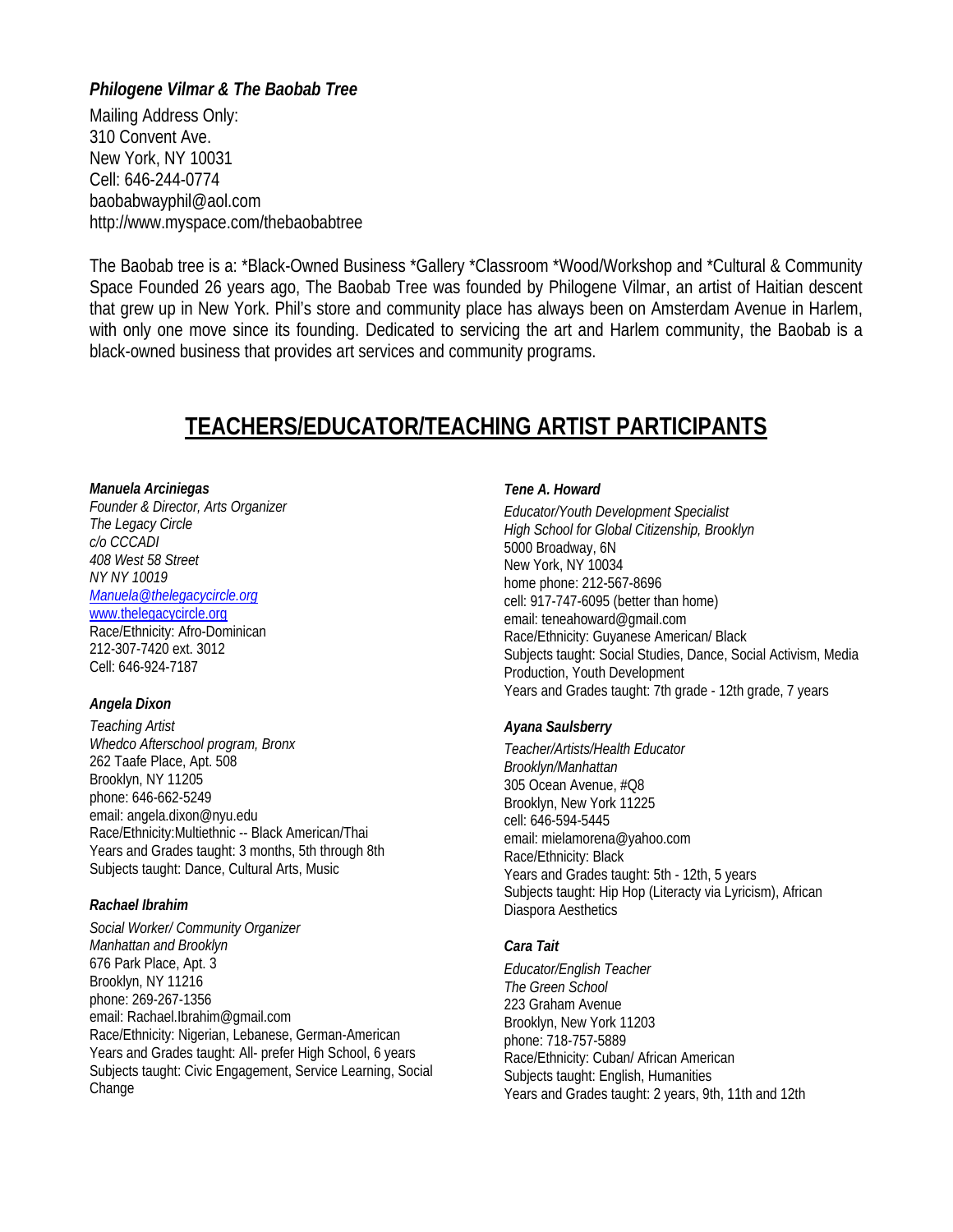### *Philogene Vilmar & The Baobab Tree*

Mailing Address Only:
310 Convent Ave.
New York, NY 10031
Cell: 646-244-0774
baobabwayphil@aol.com
http://www.myspace.com/thebaobabtree

The Baobab tree is a: *Black-Owned Business *Gallery *Classroom *Wood/Workshop and *Cultural & Community Space Founded 26 years ago, The Baobab Tree was founded by Philogene Vilmar, an artist of Haitian descent that grew up in New York. Phil's store and community place has always been on Amsterdam Avenue in Harlem, with only one move since its founding. Dedicated to servicing the art and Harlem community, the Baobab is a black-owned business that provides art services and community programs.

## TEACHERS/EDUCATOR/TEACHING ARTIST PARTICIPANTS

***Manuela Arciniegas***
*Founder & Director, Arts Organizer*
*The Legacy Circle*
*c/o CCCADI*
*408 West 58 Street*
*NY NY 10019*
*Manuela@thelegacycircle.org*
www.thelegacycircle.org
Race/Ethnicity: Afro-Dominican
212-307-7420 ext. 3012
Cell: 646-924-7187

***Angela Dixon***
*Teaching Artist*
*Whedco Afterschool program, Bronx*
262 Taafe Place, Apt. 508
Brooklyn, NY 11205
phone: 646-662-5249
email: angela.dixon@nyu.edu
Race/Ethnicity:Multiethnic -- Black American/Thai
Years and Grades taught: 3 months, 5th through 8th
Subjects taught: Dance, Cultural Arts, Music

***Rachael Ibrahim***
*Social Worker/ Community Organizer*
*Manhattan and Brooklyn*
676 Park Place, Apt. 3
Brooklyn, NY 11216
phone: 269-267-1356
email: Rachael.Ibrahim@gmail.com
Race/Ethnicity: Nigerian, Lebanese, German-American
Years and Grades taught: All- prefer High School, 6 years
Subjects taught: Civic Engagement, Service Learning, Social Change

***Tene A. Howard***
*Educator/Youth Development Specialist*
*High School for Global Citizenship, Brooklyn*
5000 Broadway, 6N
New York, NY 10034
home phone: 212-567-8696
cell: 917-747-6095 (better than home)
email: teneahoward@gmail.com
Race/Ethnicity: Guyanese American/ Black
Subjects taught: Social Studies, Dance, Social Activism, Media Production, Youth Development
Years and Grades taught: 7th grade - 12th grade, 7 years

***Ayana Saulsberry***
*Teacher/Artists/Health Educator*
*Brooklyn/Manhattan*
305 Ocean Avenue, #Q8
Brooklyn, New York 11225
cell: 646-594-5445
email: mielamorena@yahoo.com
Race/Ethnicity: Black
Years and Grades taught: 5th - 12th, 5 years
Subjects taught: Hip Hop (Literacty via Lyricism), African Diaspora Aesthetics

***Cara Tait***
*Educator/English Teacher*
*The Green School*
223 Graham Avenue
Brooklyn, New York 11203
phone: 718-757-5889
Race/Ethnicity: Cuban/ African American
Subjects taught: English, Humanities
Years and Grades taught: 2 years, 9th, 11th and 12th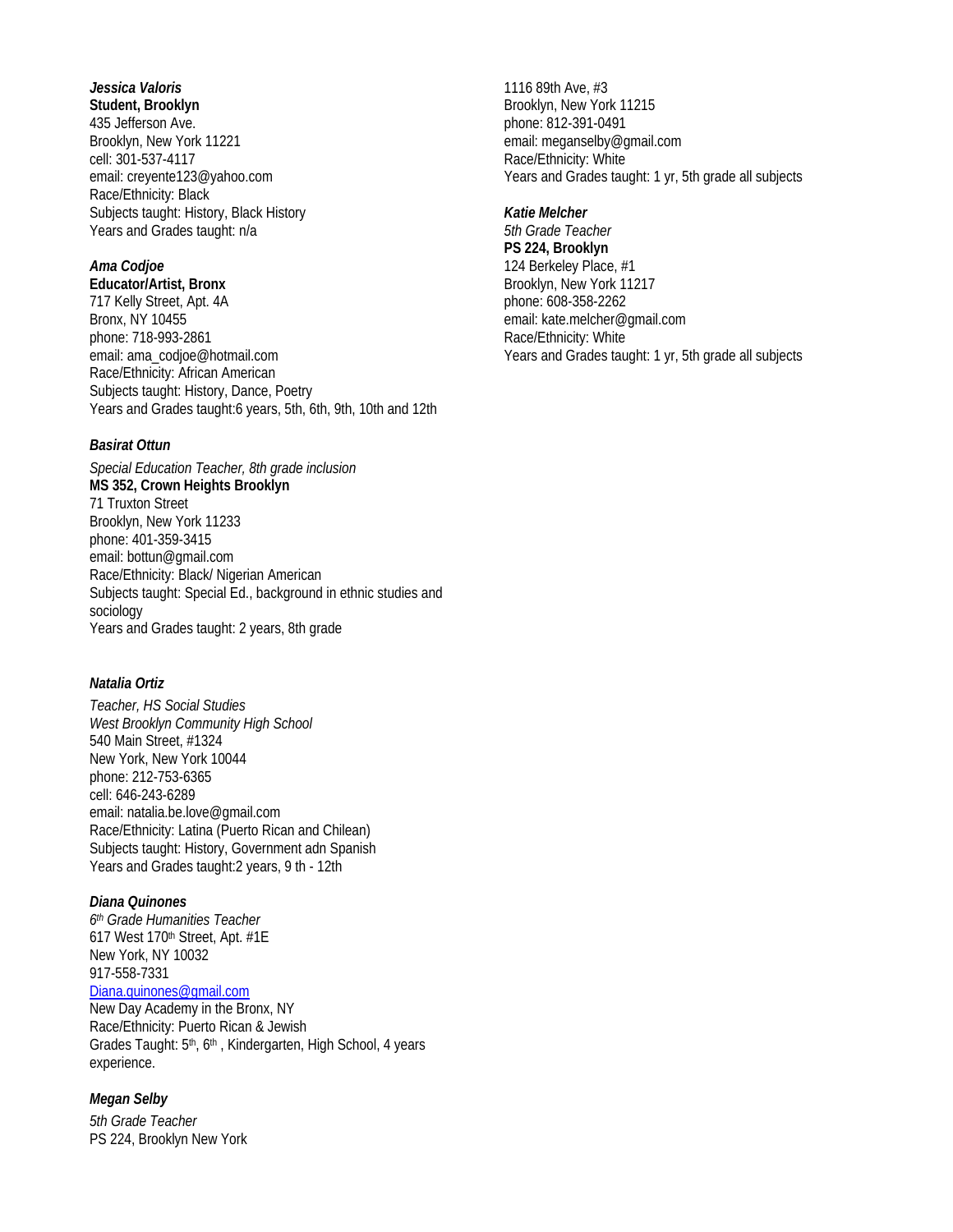***Jessica Valoris***
**Student, Brooklyn**
435 Jefferson Ave.
Brooklyn, New York 11221
cell: 301-537-4117
email: creyente123@yahoo.com
Race/Ethnicity: Black
Subjects taught: History, Black History
Years and Grades taught: n/a

***Ama Codjoe***
**Educator/Artist, Bronx**
717 Kelly Street, Apt. 4A
Bronx, NY 10455
phone: 718-993-2861
email: ama_codjoe@hotmail.com
Race/Ethnicity: African American
Subjects taught: History, Dance, Poetry
Years and Grades taught:6 years, 5th, 6th, 9th, 10th and 12th

***Basirat Ottun***

*Special Education Teacher, 8th grade inclusion*
**MS 352, Crown Heights Brooklyn**
71 Truxton Street
Brooklyn, New York 11233
phone: 401-359-3415
email: bottun@gmail.com
Race/Ethnicity: Black/ Nigerian American
Subjects taught: Special Ed., background in ethnic studies and sociology
Years and Grades taught: 2 years, 8th grade

***Natalia Ortiz***

*Teacher, HS Social Studies*
*West Brooklyn Community High School*
540 Main Street, #1324
New York, New York 10044
phone: 212-753-6365
cell: 646-243-6289
email: natalia.be.love@gmail.com
Race/Ethnicity: Latina (Puerto Rican and Chilean)
Subjects taught: History, Government adn Spanish
Years and Grades taught:2 years, 9 th - 12th

***Diana Quinones***
*6th Grade Humanities Teacher*
617 West 170th Street, Apt. #1E
New York, NY 10032
917-558-7331
Diana.quinones@gmail.com
New Day Academy in the Bronx, NY
Race/Ethnicity: Puerto Rican & Jewish
Grades Taught: 5th, 6th , Kindergarten, High School, 4 years experience.

***Megan Selby***

*5th Grade Teacher*
PS 224, Brooklyn New York
1116 89th Ave, #3
Brooklyn, New York 11215
phone: 812-391-0491
email: meganselby@gmail.com
Race/Ethnicity: White
Years and Grades taught: 1 yr, 5th grade all subjects

***Katie Melcher***
*5th Grade Teacher*
**PS 224, Brooklyn**
124 Berkeley Place, #1
Brooklyn, New York 11217
phone: 608-358-2262
email: kate.melcher@gmail.com
Race/Ethnicity: White
Years and Grades taught: 1 yr, 5th grade all subjects